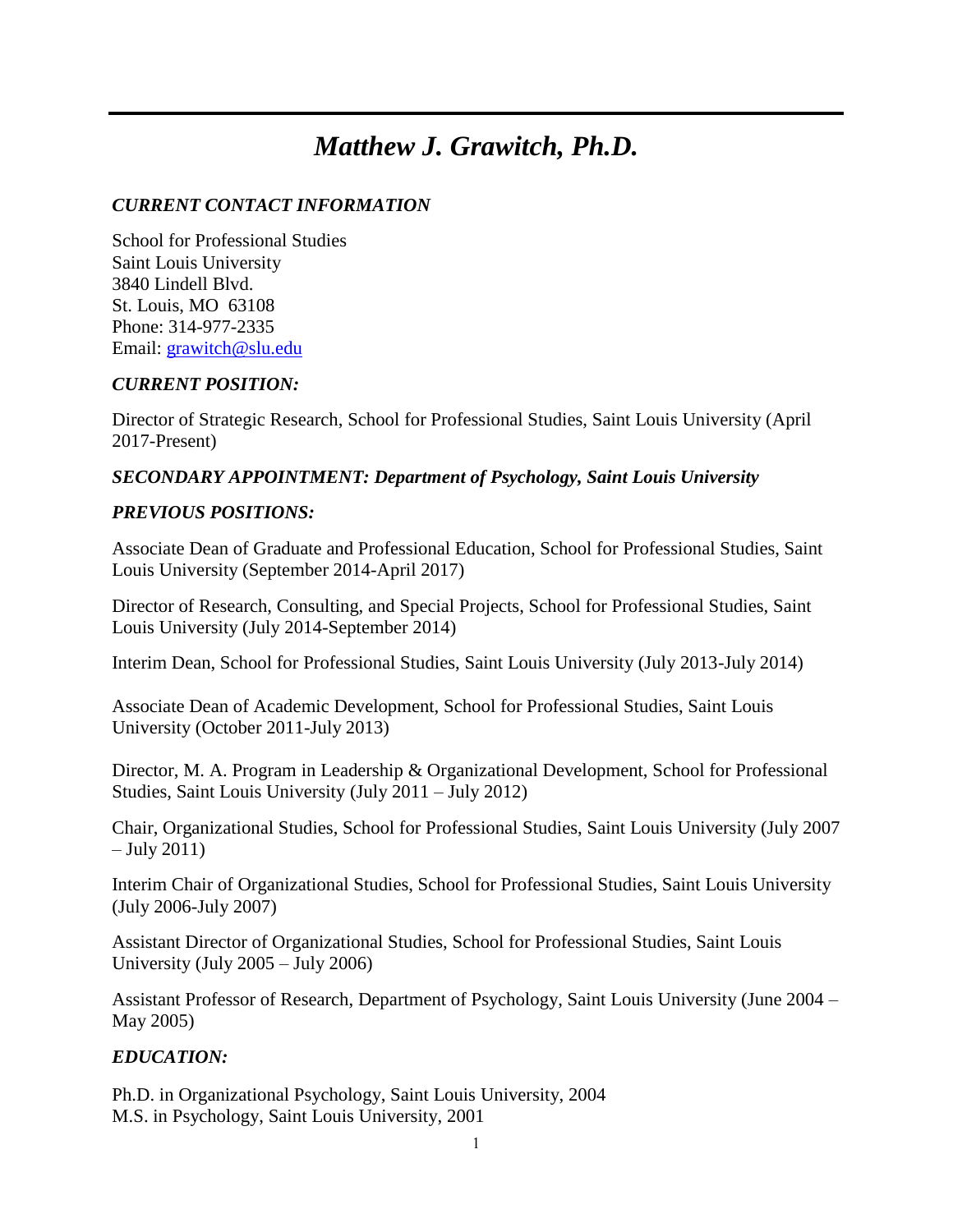# *Matthew J. Grawitch, Ph.D.*

### *CURRENT CONTACT INFORMATION*

School for Professional Studies
Saint Louis University
3840 Lindell Blvd.
St. Louis, MO 63108
Phone: 314-977-2335
Email: grawitch@slu.edu

### *CURRENT POSITION:*

Director of Strategic Research, School for Professional Studies, Saint Louis University (April 2017-Present)

### *SECONDARY APPOINTMENT: Department of Psychology, Saint Louis University*

### *PREVIOUS POSITIONS:*

Associate Dean of Graduate and Professional Education, School for Professional Studies, Saint Louis University (September 2014-April 2017)

Director of Research, Consulting, and Special Projects, School for Professional Studies, Saint Louis University (July 2014-September 2014)

Interim Dean, School for Professional Studies, Saint Louis University (July 2013-July 2014)

Associate Dean of Academic Development, School for Professional Studies, Saint Louis University (October 2011-July 2013)

Director, M. A. Program in Leadership & Organizational Development, School for Professional Studies, Saint Louis University (July 2011 – July 2012)

Chair, Organizational Studies, School for Professional Studies, Saint Louis University (July 2007 – July 2011)

Interim Chair of Organizational Studies, School for Professional Studies, Saint Louis University (July 2006-July 2007)

Assistant Director of Organizational Studies, School for Professional Studies, Saint Louis University (July 2005 – July 2006)

Assistant Professor of Research, Department of Psychology, Saint Louis University (June 2004 – May 2005)

### *EDUCATION:*

Ph.D. in Organizational Psychology, Saint Louis University, 2004
M.S. in Psychology, Saint Louis University, 2001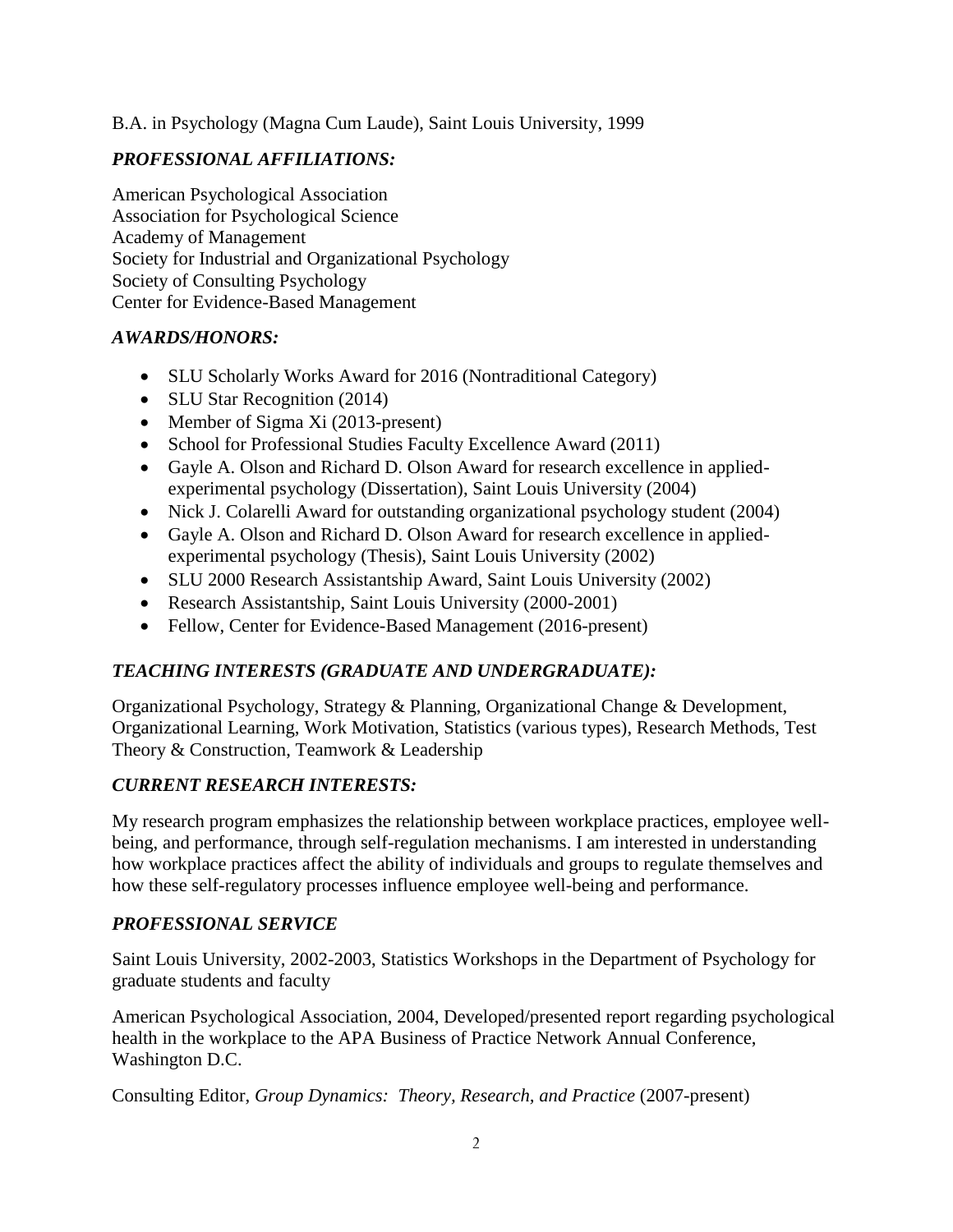B.A. in Psychology (Magna Cum Laude), Saint Louis University, 1999

### *PROFESSIONAL AFFILIATIONS:*

American Psychological Association
Association for Psychological Science
Academy of Management
Society for Industrial and Organizational Psychology
Society of Consulting Psychology
Center for Evidence-Based Management

### *AWARDS/HONORS:*

- SLU Scholarly Works Award for 2016 (Nontraditional Category)
- SLU Star Recognition (2014)
- Member of Sigma Xi (2013-present)
- School for Professional Studies Faculty Excellence Award (2011)
- Gayle A. Olson and Richard D. Olson Award for research excellence in applied-experimental psychology (Dissertation), Saint Louis University (2004)
- Nick J. Colarelli Award for outstanding organizational psychology student (2004)
- Gayle A. Olson and Richard D. Olson Award for research excellence in applied-experimental psychology (Thesis), Saint Louis University (2002)
- SLU 2000 Research Assistantship Award, Saint Louis University (2002)
- Research Assistantship, Saint Louis University (2000-2001)
- Fellow, Center for Evidence-Based Management (2016-present)

### *TEACHING INTERESTS (GRADUATE AND UNDERGRADUATE):*

Organizational Psychology, Strategy & Planning, Organizational Change & Development, Organizational Learning, Work Motivation, Statistics (various types), Research Methods, Test Theory & Construction, Teamwork & Leadership

### *CURRENT RESEARCH INTERESTS:*

My research program emphasizes the relationship between workplace practices, employee well-being, and performance, through self-regulation mechanisms. I am interested in understanding how workplace practices affect the ability of individuals and groups to regulate themselves and how these self-regulatory processes influence employee well-being and performance.

### *PROFESSIONAL SERVICE*

Saint Louis University, 2002-2003, Statistics Workshops in the Department of Psychology for graduate students and faculty

American Psychological Association, 2004, Developed/presented report regarding psychological health in the workplace to the APA Business of Practice Network Annual Conference, Washington D.C.

Consulting Editor, *Group Dynamics: Theory, Research, and Practice* (2007-present)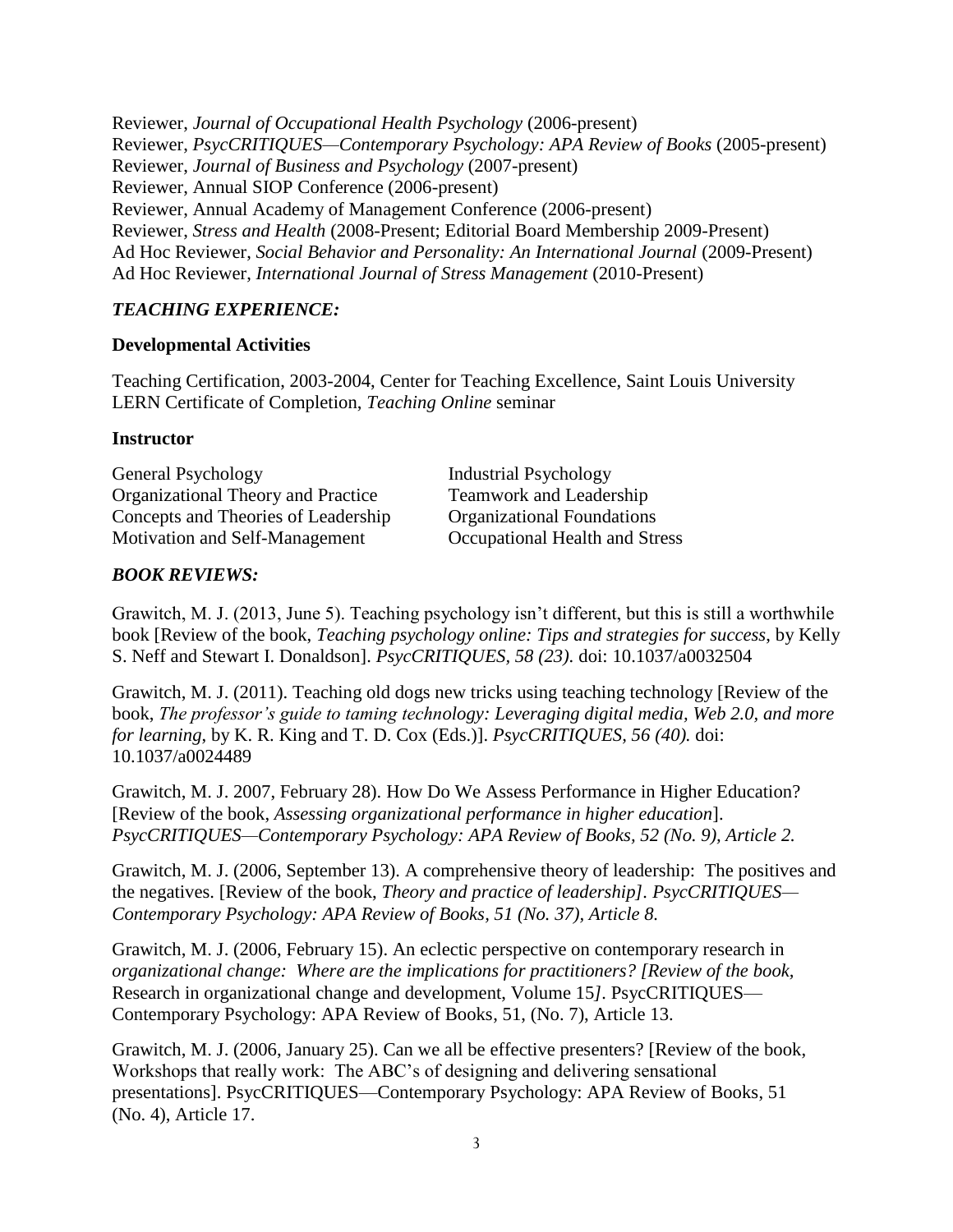Reviewer, *Journal of Occupational Health Psychology* (2006-present)
Reviewer, *PsycCRITIQUES—Contemporary Psychology: APA Review of Books* (2005-present)
Reviewer, *Journal of Business and Psychology* (2007-present)
Reviewer, Annual SIOP Conference (2006-present)
Reviewer, Annual Academy of Management Conference (2006-present)
Reviewer, *Stress and Health* (2008-Present; Editorial Board Membership 2009-Present)
Ad Hoc Reviewer, *Social Behavior and Personality: An International Journal* (2009-Present)
Ad Hoc Reviewer, *International Journal of Stress Management* (2010-Present)

## *TEACHING EXPERIENCE:*

### Developmental Activities

Teaching Certification, 2003-2004, Center for Teaching Excellence, Saint Louis University
LERN Certificate of Completion, *Teaching Online* seminar

### Instructor

General Psychology
Organizational Theory and Practice
Concepts and Theories of Leadership
Motivation and Self-Management
Industrial Psychology
Teamwork and Leadership
Organizational Foundations
Occupational Health and Stress

## *BOOK REVIEWS:*

Grawitch, M. J. (2013, June 5). Teaching psychology isn't different, but this is still a worthwhile book [Review of the book, *Teaching psychology online: Tips and strategies for success*, by Kelly S. Neff and Stewart I. Donaldson]. *PsycCRITIQUES, 58 (23).* doi: 10.1037/a0032504

Grawitch, M. J. (2011). Teaching old dogs new tricks using teaching technology [Review of the book, *The professor's guide to taming technology: Leveraging digital media, Web 2.0, and more for learning*, by K. R. King and T. D. Cox (Eds.)]. *PsycCRITIQUES, 56 (40).* doi: 10.1037/a0024489

Grawitch, M. J. 2007, February 28). How Do We Assess Performance in Higher Education? [Review of the book, *Assessing organizational performance in higher education*]. *PsycCRITIQUES—Contemporary Psychology: APA Review of Books, 52 (No. 9), Article 2.*

Grawitch, M. J. (2006, September 13). A comprehensive theory of leadership: The positives and the negatives. [Review of the book, *Theory and practice of leadership]. PsycCRITIQUES—Contemporary Psychology: APA Review of Books, 51 (No. 37), Article 8.*

Grawitch, M. J. (2006, February 15). An eclectic perspective on contemporary research in *organizational change: Where are the implications for practitioners? [Review of the book,* Research in organizational change and development, Volume 15*]*. PsycCRITIQUES—Contemporary Psychology: APA Review of Books, 51, (No. 7), Article 13.

Grawitch, M. J. (2006, January 25). Can we all be effective presenters? [Review of the book, Workshops that really work: The ABC's of designing and delivering sensational presentations]. PsycCRITIQUES—Contemporary Psychology: APA Review of Books, 51 (No. 4), Article 17.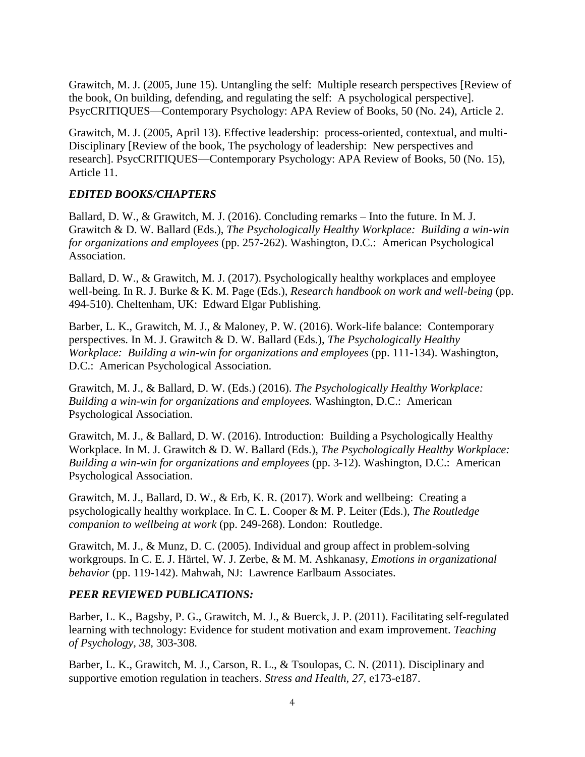Grawitch, M. J. (2005, June 15). Untangling the self: Multiple research perspectives [Review of the book, On building, defending, and regulating the self: A psychological perspective]. PsycCRITIQUES—Contemporary Psychology: APA Review of Books, 50 (No. 24), Article 2.

Grawitch, M. J. (2005, April 13). Effective leadership: process-oriented, contextual, and multi-Disciplinary [Review of the book, The psychology of leadership: New perspectives and research]. PsycCRITIQUES—Contemporary Psychology: APA Review of Books, 50 (No. 15), Article 11.

### *EDITED BOOKS/CHAPTERS*

Ballard, D. W., & Grawitch, M. J. (2016). Concluding remarks – Into the future. In M. J. Grawitch & D. W. Ballard (Eds.), *The Psychologically Healthy Workplace: Building a win-win for organizations and employees* (pp. 257-262). Washington, D.C.: American Psychological Association.

Ballard, D. W., & Grawitch, M. J. (2017). Psychologically healthy workplaces and employee well-being. In R. J. Burke & K. M. Page (Eds.), *Research handbook on work and well-being* (pp. 494-510). Cheltenham, UK: Edward Elgar Publishing.

Barber, L. K., Grawitch, M. J., & Maloney, P. W. (2016). Work-life balance: Contemporary perspectives. In M. J. Grawitch & D. W. Ballard (Eds.), *The Psychologically Healthy Workplace: Building a win-win for organizations and employees* (pp. 111-134). Washington, D.C.: American Psychological Association.

Grawitch, M. J., & Ballard, D. W. (Eds.) (2016). *The Psychologically Healthy Workplace: Building a win-win for organizations and employees.* Washington, D.C.: American Psychological Association.

Grawitch, M. J., & Ballard, D. W. (2016). Introduction: Building a Psychologically Healthy Workplace. In M. J. Grawitch & D. W. Ballard (Eds.), *The Psychologically Healthy Workplace: Building a win-win for organizations and employees* (pp. 3-12). Washington, D.C.: American Psychological Association.

Grawitch, M. J., Ballard, D. W., & Erb, K. R. (2017). Work and wellbeing: Creating a psychologically healthy workplace. In C. L. Cooper & M. P. Leiter (Eds.), *The Routledge companion to wellbeing at work* (pp. 249-268). London: Routledge.

Grawitch, M. J., & Munz, D. C. (2005). Individual and group affect in problem-solving workgroups. In C. E. J. Härtel, W. J. Zerbe, & M. M. Ashkanasy, *Emotions in organizational behavior* (pp. 119-142). Mahwah, NJ: Lawrence Earlbaum Associates.

### *PEER REVIEWED PUBLICATIONS:*

Barber, L. K., Bagsby, P. G., Grawitch, M. J., & Buerck, J. P. (2011). Facilitating self-regulated learning with technology: Evidence for student motivation and exam improvement. *Teaching of Psychology, 38*, 303-308.

Barber, L. K., Grawitch, M. J., Carson, R. L., & Tsoulopas, C. N. (2011). Disciplinary and supportive emotion regulation in teachers. *Stress and Health, 27,* e173-e187.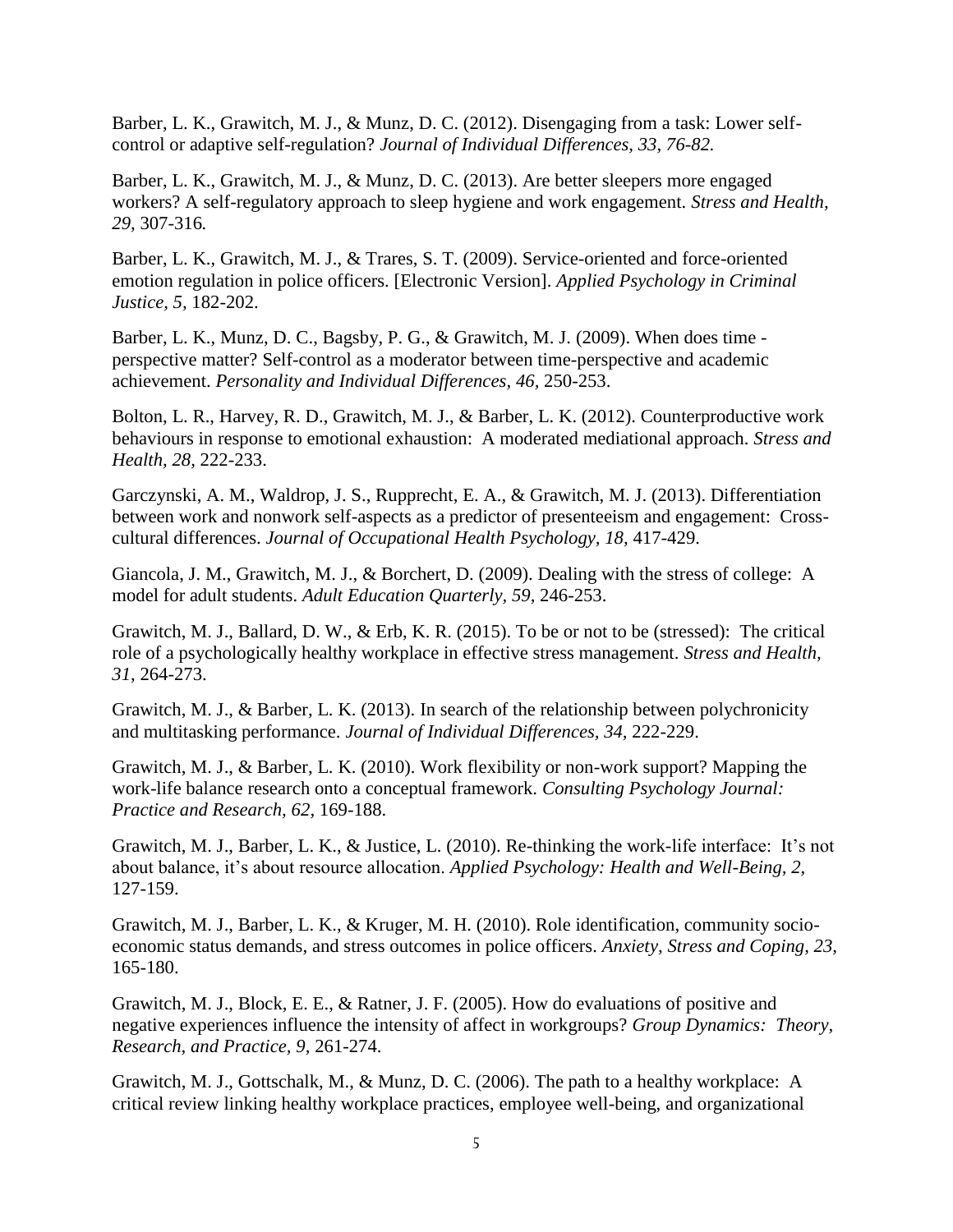Barber, L. K., Grawitch, M. J., & Munz, D. C. (2012). Disengaging from a task: Lower self-control or adaptive self-regulation? *Journal of Individual Differences, 33, 76-82.*

Barber, L. K., Grawitch, M. J., & Munz, D. C. (2013). Are better sleepers more engaged workers? A self-regulatory approach to sleep hygiene and work engagement. *Stress and Health, 29,* 307-316*.*

Barber, L. K., Grawitch, M. J., & Trares, S. T. (2009). Service-oriented and force-oriented emotion regulation in police officers. [Electronic Version]. *Applied Psychology in Criminal Justice, 5,* 182-202.

Barber, L. K., Munz, D. C., Bagsby, P. G., & Grawitch, M. J. (2009). When does time - perspective matter? Self-control as a moderator between time-perspective and academic achievement. *Personality and Individual Differences, 46,* 250-253.

Bolton, L. R., Harvey, R. D., Grawitch, M. J., & Barber, L. K. (2012). Counterproductive work behaviours in response to emotional exhaustion: A moderated mediational approach. *Stress and Health, 28,* 222-233.

Garczynski, A. M., Waldrop, J. S., Rupprecht, E. A., & Grawitch, M. J. (2013). Differentiation between work and nonwork self-aspects as a predictor of presenteeism and engagement: Cross-cultural differences. *Journal of Occupational Health Psychology, 18,* 417-429.

Giancola, J. M., Grawitch, M. J., & Borchert, D. (2009). Dealing with the stress of college: A model for adult students. *Adult Education Quarterly, 59,* 246-253.

Grawitch, M. J., Ballard, D. W., & Erb, K. R. (2015). To be or not to be (stressed): The critical role of a psychologically healthy workplace in effective stress management. *Stress and Health, 31,* 264-273.

Grawitch, M. J., & Barber, L. K. (2013). In search of the relationship between polychronicity and multitasking performance. *Journal of Individual Differences, 34,* 222-229.

Grawitch, M. J., & Barber, L. K. (2010). Work flexibility or non-work support? Mapping the work-life balance research onto a conceptual framework. *Consulting Psychology Journal: Practice and Research, 62,* 169-188.

Grawitch, M. J., Barber, L. K., & Justice, L. (2010). Re-thinking the work-life interface: It's not about balance, it's about resource allocation. *Applied Psychology: Health and Well-Being, 2,* 127-159.

Grawitch, M. J., Barber, L. K., & Kruger, M. H. (2010). Role identification, community socio-economic status demands, and stress outcomes in police officers. *Anxiety, Stress and Coping, 23,* 165-180.

Grawitch, M. J., Block, E. E., & Ratner, J. F. (2005). How do evaluations of positive and negative experiences influence the intensity of affect in workgroups? *Group Dynamics: Theory, Research, and Practice, 9*, 261-274.

Grawitch, M. J., Gottschalk, M., & Munz, D. C. (2006). The path to a healthy workplace: A critical review linking healthy workplace practices, employee well-being, and organizational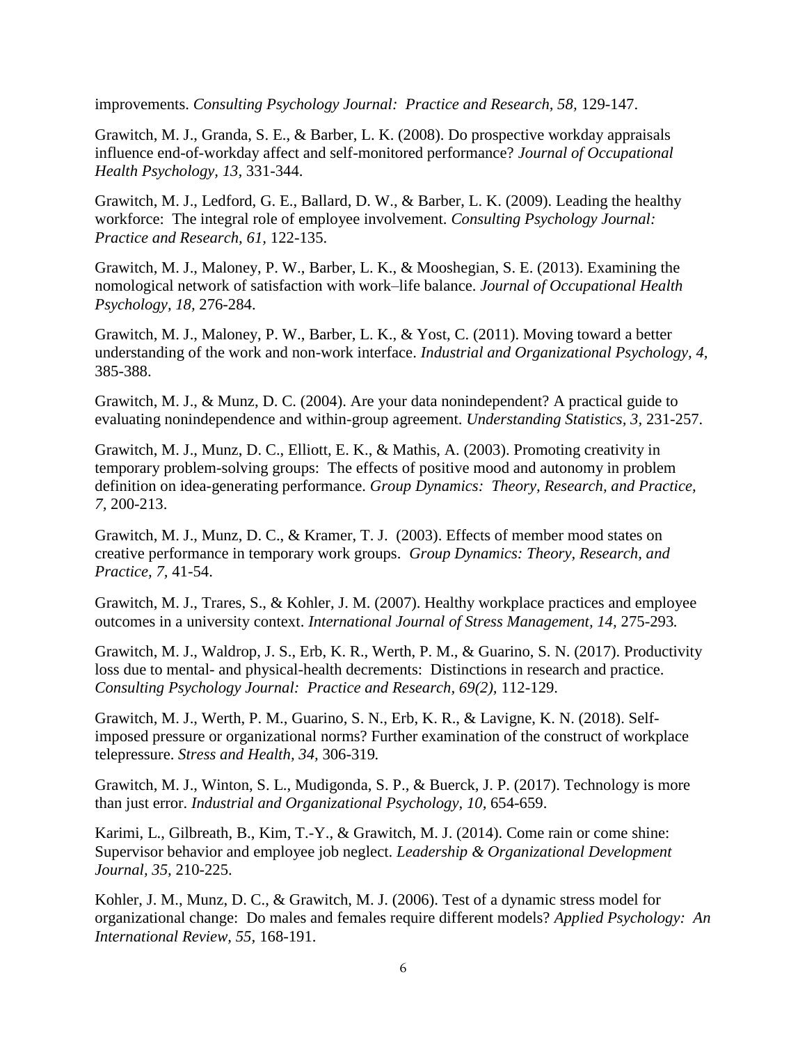improvements. *Consulting Psychology Journal: Practice and Research, 58,* 129-147.

Grawitch, M. J., Granda, S. E., & Barber, L. K. (2008). Do prospective workday appraisals influence end-of-workday affect and self-monitored performance? *Journal of Occupational Health Psychology, 13,* 331-344.

Grawitch, M. J., Ledford, G. E., Ballard, D. W., & Barber, L. K. (2009). Leading the healthy workforce: The integral role of employee involvement. *Consulting Psychology Journal: Practice and Research, 61,* 122-135.

Grawitch, M. J., Maloney, P. W., Barber, L. K., & Mooshegian, S. E. (2013). Examining the nomological network of satisfaction with work–life balance. *Journal of Occupational Health Psychology, 18,* 276-284.

Grawitch, M. J., Maloney, P. W., Barber, L. K., & Yost, C. (2011). Moving toward a better understanding of the work and non-work interface. *Industrial and Organizational Psychology, 4,* 385-388.

Grawitch, M. J., & Munz, D. C. (2004). Are your data nonindependent? A practical guide to evaluating nonindependence and within-group agreement. *Understanding Statistics, 3,* 231-257.

Grawitch, M. J., Munz, D. C., Elliott, E. K., & Mathis, A. (2003). Promoting creativity in temporary problem-solving groups: The effects of positive mood and autonomy in problem definition on idea-generating performance. *Group Dynamics: Theory, Research, and Practice, 7,* 200-213.

Grawitch, M. J., Munz, D. C., & Kramer, T. J. (2003). Effects of member mood states on creative performance in temporary work groups. *Group Dynamics: Theory, Research, and Practice, 7,* 41-54.

Grawitch, M. J., Trares, S., & Kohler, J. M. (2007). Healthy workplace practices and employee outcomes in a university context. *International Journal of Stress Management, 14,* 275-293.

Grawitch, M. J., Waldrop, J. S., Erb, K. R., Werth, P. M., & Guarino, S. N. (2017). Productivity loss due to mental- and physical-health decrements: Distinctions in research and practice. *Consulting Psychology Journal: Practice and Research, 69(2),* 112-129.

Grawitch, M. J., Werth, P. M., Guarino, S. N., Erb, K. R., & Lavigne, K. N. (2018). Self-imposed pressure or organizational norms? Further examination of the construct of workplace telepressure. *Stress and Health, 34,* 306-319.

Grawitch, M. J., Winton, S. L., Mudigonda, S. P., & Buerck, J. P. (2017). Technology is more than just error. *Industrial and Organizational Psychology, 10,* 654-659.

Karimi, L., Gilbreath, B., Kim, T.-Y., & Grawitch, M. J. (2014). Come rain or come shine: Supervisor behavior and employee job neglect. *Leadership & Organizational Development Journal, 35,* 210-225.

Kohler, J. M., Munz, D. C., & Grawitch, M. J. (2006). Test of a dynamic stress model for organizational change: Do males and females require different models? *Applied Psychology: An International Review, 55,* 168-191.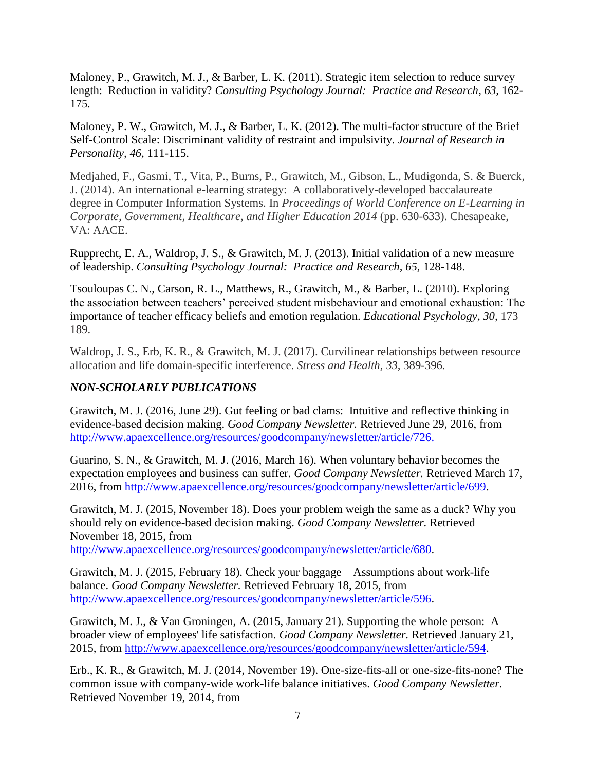Maloney, P., Grawitch, M. J., & Barber, L. K. (2011). Strategic item selection to reduce survey length: Reduction in validity? *Consulting Psychology Journal: Practice and Research, 63,* 162-175.

Maloney, P. W., Grawitch, M. J., & Barber, L. K. (2012). The multi-factor structure of the Brief Self-Control Scale: Discriminant validity of restraint and impulsivity. *Journal of Research in Personality, 46,* 111-115.

Medjahed, F., Gasmi, T., Vita, P., Burns, P., Grawitch, M., Gibson, L., Mudigonda, S. & Buerck, J. (2014). An international e-learning strategy: A collaboratively-developed baccalaureate degree in Computer Information Systems. In *Proceedings of World Conference on E-Learning in Corporate, Government, Healthcare, and Higher Education 2014* (pp. 630-633). Chesapeake, VA: AACE.

Rupprecht, E. A., Waldrop, J. S., & Grawitch, M. J. (2013). Initial validation of a new measure of leadership. *Consulting Psychology Journal: Practice and Research, 65,* 128-148.

Tsouloupas C. N., Carson, R. L., Matthews, R., Grawitch, M., & Barber, L. (2010). Exploring the association between teachers' perceived student misbehaviour and emotional exhaustion: The importance of teacher efficacy beliefs and emotion regulation. *Educational Psychology, 30,* 173–189.

Waldrop, J. S., Erb, K. R., & Grawitch, M. J. (2017). Curvilinear relationships between resource allocation and life domain-specific interference. *Stress and Health, 33,* 389-396.

### *NON-SCHOLARLY PUBLICATIONS*

Grawitch, M. J. (2016, June 29). Gut feeling or bad clams: Intuitive and reflective thinking in evidence-based decision making. *Good Company Newsletter.* Retrieved June 29, 2016, from http://www.apaexcellence.org/resources/goodcompany/newsletter/article/726.

Guarino, S. N., & Grawitch, M. J. (2016, March 16). When voluntary behavior becomes the expectation employees and business can suffer. *Good Company Newsletter.* Retrieved March 17, 2016, from http://www.apaexcellence.org/resources/goodcompany/newsletter/article/699.

Grawitch, M. J. (2015, November 18). Does your problem weigh the same as a duck? Why you should rely on evidence-based decision making. *Good Company Newsletter.* Retrieved November 18, 2015, from http://www.apaexcellence.org/resources/goodcompany/newsletter/article/680.

Grawitch, M. J. (2015, February 18). Check your baggage – Assumptions about work-life balance. *Good Company Newsletter.* Retrieved February 18, 2015, from http://www.apaexcellence.org/resources/goodcompany/newsletter/article/596.

Grawitch, M. J., & Van Groningen, A. (2015, January 21). Supporting the whole person: A broader view of employees' life satisfaction. *Good Company Newsletter.* Retrieved January 21, 2015, from http://www.apaexcellence.org/resources/goodcompany/newsletter/article/594.

Erb., K. R., & Grawitch, M. J. (2014, November 19). One-size-fits-all or one-size-fits-none? The common issue with company-wide work-life balance initiatives. *Good Company Newsletter.* Retrieved November 19, 2014, from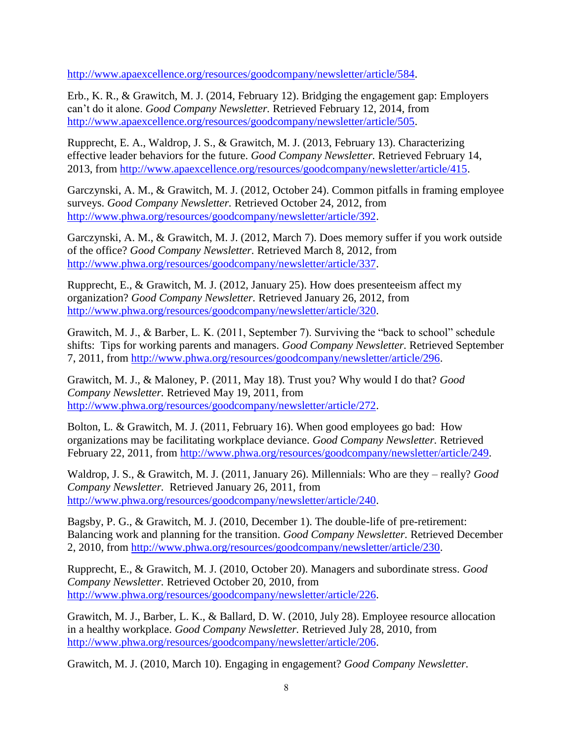http://www.apaexcellence.org/resources/goodcompany/newsletter/article/584.

Erb., K. R., & Grawitch, M. J. (2014, February 12). Bridging the engagement gap: Employers can't do it alone. *Good Company Newsletter.* Retrieved February 12, 2014, from http://www.apaexcellence.org/resources/goodcompany/newsletter/article/505.

Rupprecht, E. A., Waldrop, J. S., & Grawitch, M. J. (2013, February 13). Characterizing effective leader behaviors for the future. *Good Company Newsletter.* Retrieved February 14, 2013, from http://www.apaexcellence.org/resources/goodcompany/newsletter/article/415.

Garczynski, A. M., & Grawitch, M. J. (2012, October 24). Common pitfalls in framing employee surveys. *Good Company Newsletter.* Retrieved October 24, 2012, from http://www.phwa.org/resources/goodcompany/newsletter/article/392.

Garczynski, A. M., & Grawitch, M. J. (2012, March 7). Does memory suffer if you work outside of the office? *Good Company Newsletter.* Retrieved March 8, 2012, from http://www.phwa.org/resources/goodcompany/newsletter/article/337.

Rupprecht, E., & Grawitch, M. J. (2012, January 25). How does presenteeism affect my organization? *Good Company Newsletter.* Retrieved January 26, 2012, from http://www.phwa.org/resources/goodcompany/newsletter/article/320.

Grawitch, M. J., & Barber, L. K. (2011, September 7). Surviving the "back to school" schedule shifts: Tips for working parents and managers. *Good Company Newsletter.* Retrieved September 7, 2011, from http://www.phwa.org/resources/goodcompany/newsletter/article/296.

Grawitch, M. J., & Maloney, P. (2011, May 18). Trust you? Why would I do that? *Good Company Newsletter.* Retrieved May 19, 2011, from http://www.phwa.org/resources/goodcompany/newsletter/article/272.

Bolton, L. & Grawitch, M. J. (2011, February 16). When good employees go bad: How organizations may be facilitating workplace deviance. *Good Company Newsletter.* Retrieved February 22, 2011, from http://www.phwa.org/resources/goodcompany/newsletter/article/249.

Waldrop, J. S., & Grawitch, M. J. (2011, January 26). Millennials: Who are they – really? *Good Company Newsletter.* Retrieved January 26, 2011, from http://www.phwa.org/resources/goodcompany/newsletter/article/240.

Bagsby, P. G., & Grawitch, M. J. (2010, December 1). The double-life of pre-retirement: Balancing work and planning for the transition. *Good Company Newsletter.* Retrieved December 2, 2010, from http://www.phwa.org/resources/goodcompany/newsletter/article/230.

Rupprecht, E., & Grawitch, M. J. (2010, October 20). Managers and subordinate stress. *Good Company Newsletter.* Retrieved October 20, 2010, from http://www.phwa.org/resources/goodcompany/newsletter/article/226.

Grawitch, M. J., Barber, L. K., & Ballard, D. W. (2010, July 28). Employee resource allocation in a healthy workplace. *Good Company Newsletter.* Retrieved July 28, 2010, from http://www.phwa.org/resources/goodcompany/newsletter/article/206.

Grawitch, M. J. (2010, March 10). Engaging in engagement? *Good Company Newsletter.*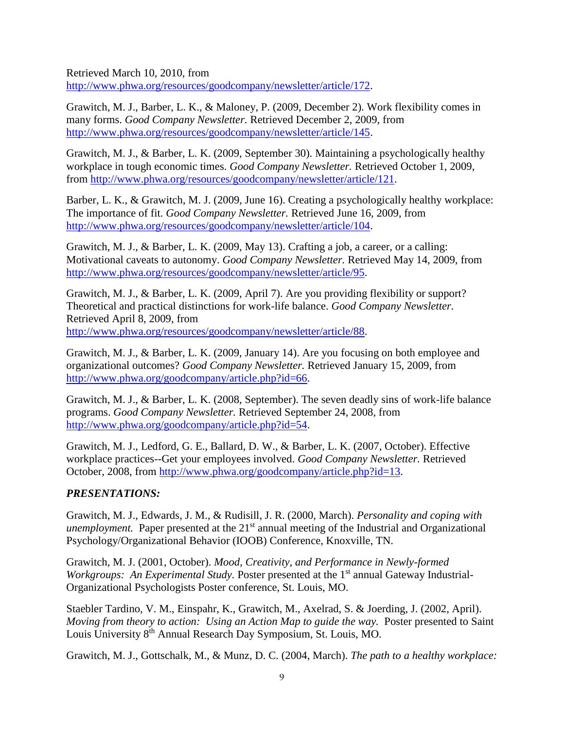Retrieved March 10, 2010, from http://www.phwa.org/resources/goodcompany/newsletter/article/172.

Grawitch, M. J., Barber, L. K., & Maloney, P. (2009, December 2). Work flexibility comes in many forms. *Good Company Newsletter.* Retrieved December 2, 2009, from http://www.phwa.org/resources/goodcompany/newsletter/article/145.

Grawitch, M. J., & Barber, L. K. (2009, September 30). Maintaining a psychologically healthy workplace in tough economic times. *Good Company Newsletter.* Retrieved October 1, 2009, from http://www.phwa.org/resources/goodcompany/newsletter/article/121.

Barber, L. K., & Grawitch, M. J. (2009, June 16). Creating a psychologically healthy workplace: The importance of fit. *Good Company Newsletter.* Retrieved June 16, 2009, from http://www.phwa.org/resources/goodcompany/newsletter/article/104.

Grawitch, M. J., & Barber, L. K. (2009, May 13). Crafting a job, a career, or a calling: Motivational caveats to autonomy. *Good Company Newsletter.* Retrieved May 14, 2009, from http://www.phwa.org/resources/goodcompany/newsletter/article/95.

Grawitch, M. J., & Barber, L. K. (2009, April 7). Are you providing flexibility or support? Theoretical and practical distinctions for work-life balance. *Good Company Newsletter.* Retrieved April 8, 2009, from http://www.phwa.org/resources/goodcompany/newsletter/article/88.

Grawitch, M. J., & Barber, L. K. (2009, January 14). Are you focusing on both employee and organizational outcomes? *Good Company Newsletter.* Retrieved January 15, 2009, from http://www.phwa.org/goodcompany/article.php?id=66.

Grawitch, M. J., & Barber, L. K. (2008, September). The seven deadly sins of work-life balance programs. *Good Company Newsletter.* Retrieved September 24, 2008, from http://www.phwa.org/goodcompany/article.php?id=54.

Grawitch, M. J., Ledford, G. E., Ballard, D. W., & Barber, L. K. (2007, October). Effective workplace practices--Get your employees involved. *Good Company Newsletter.* Retrieved October, 2008, from http://www.phwa.org/goodcompany/article.php?id=13.

***PRESENTATIONS:***

Grawitch, M. J., Edwards, J. M., & Rudisill, J. R. (2000, March). *Personality and coping with unemployment.* Paper presented at the 21st annual meeting of the Industrial and Organizational Psychology/Organizational Behavior (IOOB) Conference, Knoxville, TN.

Grawitch, M. J. (2001, October). *Mood, Creativity, and Performance in Newly-formed Workgroups: An Experimental Study.* Poster presented at the 1st annual Gateway Industrial-Organizational Psychologists Poster conference, St. Louis, MO.

Staebler Tardino, V. M., Einspahr, K., Grawitch, M., Axelrad, S. & Joerding, J. (2002, April). *Moving from theory to action: Using an Action Map to guide the way.* Poster presented to Saint Louis University 8th Annual Research Day Symposium, St. Louis, MO.

Grawitch, M. J., Gottschalk, M., & Munz, D. C. (2004, March). *The path to a healthy workplace:*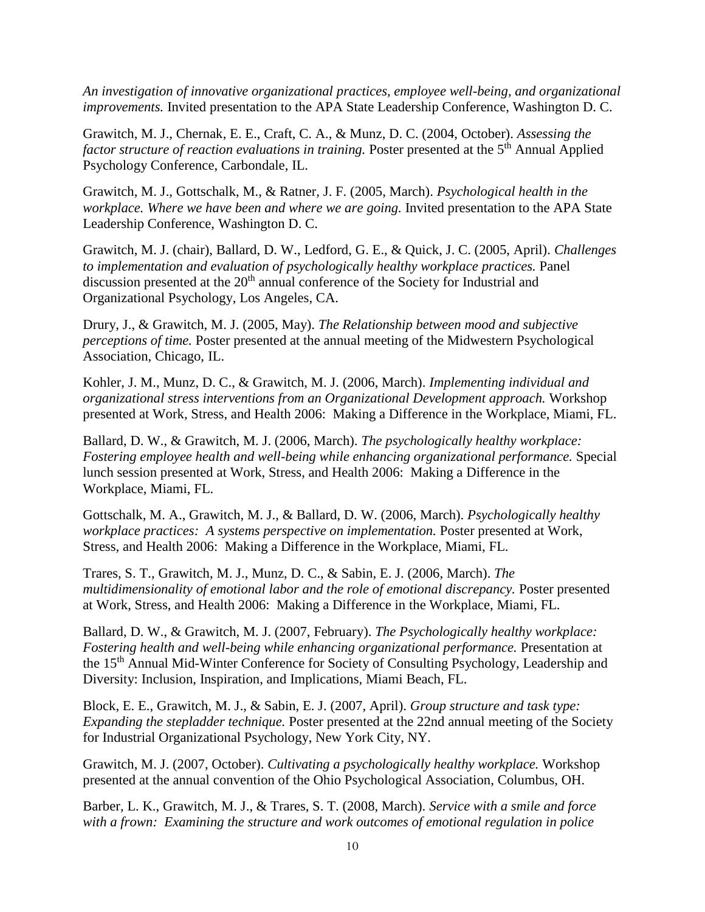*An investigation of innovative organizational practices, employee well-being, and organizational improvements.* Invited presentation to the APA State Leadership Conference, Washington D. C.

Grawitch, M. J., Chernak, E. E., Craft, C. A., & Munz, D. C. (2004, October). *Assessing the factor structure of reaction evaluations in training.* Poster presented at the 5th Annual Applied Psychology Conference, Carbondale, IL.

Grawitch, M. J., Gottschalk, M., & Ratner, J. F. (2005, March). *Psychological health in the workplace. Where we have been and where we are going.* Invited presentation to the APA State Leadership Conference, Washington D. C.

Grawitch, M. J. (chair), Ballard, D. W., Ledford, G. E., & Quick, J. C. (2005, April). *Challenges to implementation and evaluation of psychologically healthy workplace practices.* Panel discussion presented at the 20th annual conference of the Society for Industrial and Organizational Psychology, Los Angeles, CA.

Drury, J., & Grawitch, M. J. (2005, May). *The Relationship between mood and subjective perceptions of time.* Poster presented at the annual meeting of the Midwestern Psychological Association, Chicago, IL.

Kohler, J. M., Munz, D. C., & Grawitch, M. J. (2006, March). *Implementing individual and organizational stress interventions from an Organizational Development approach.* Workshop presented at Work, Stress, and Health 2006: Making a Difference in the Workplace, Miami, FL.

Ballard, D. W., & Grawitch, M. J. (2006, March). *The psychologically healthy workplace: Fostering employee health and well-being while enhancing organizational performance.* Special lunch session presented at Work, Stress, and Health 2006: Making a Difference in the Workplace, Miami, FL.

Gottschalk, M. A., Grawitch, M. J., & Ballard, D. W. (2006, March). *Psychologically healthy workplace practices: A systems perspective on implementation.* Poster presented at Work, Stress, and Health 2006: Making a Difference in the Workplace, Miami, FL.

Trares, S. T., Grawitch, M. J., Munz, D. C., & Sabin, E. J. (2006, March). *The multidimensionality of emotional labor and the role of emotional discrepancy.* Poster presented at Work, Stress, and Health 2006: Making a Difference in the Workplace, Miami, FL.

Ballard, D. W., & Grawitch, M. J. (2007, February). *The Psychologically healthy workplace: Fostering health and well-being while enhancing organizational performance.* Presentation at the 15th Annual Mid-Winter Conference for Society of Consulting Psychology, Leadership and Diversity: Inclusion, Inspiration, and Implications, Miami Beach, FL.

Block, E. E., Grawitch, M. J., & Sabin, E. J. (2007, April). *Group structure and task type: Expanding the stepladder technique.* Poster presented at the 22nd annual meeting of the Society for Industrial Organizational Psychology, New York City, NY.

Grawitch, M. J. (2007, October). *Cultivating a psychologically healthy workplace.* Workshop presented at the annual convention of the Ohio Psychological Association, Columbus, OH.

Barber, L. K., Grawitch, M. J., & Trares, S. T. (2008, March). *Service with a smile and force with a frown: Examining the structure and work outcomes of emotional regulation in police*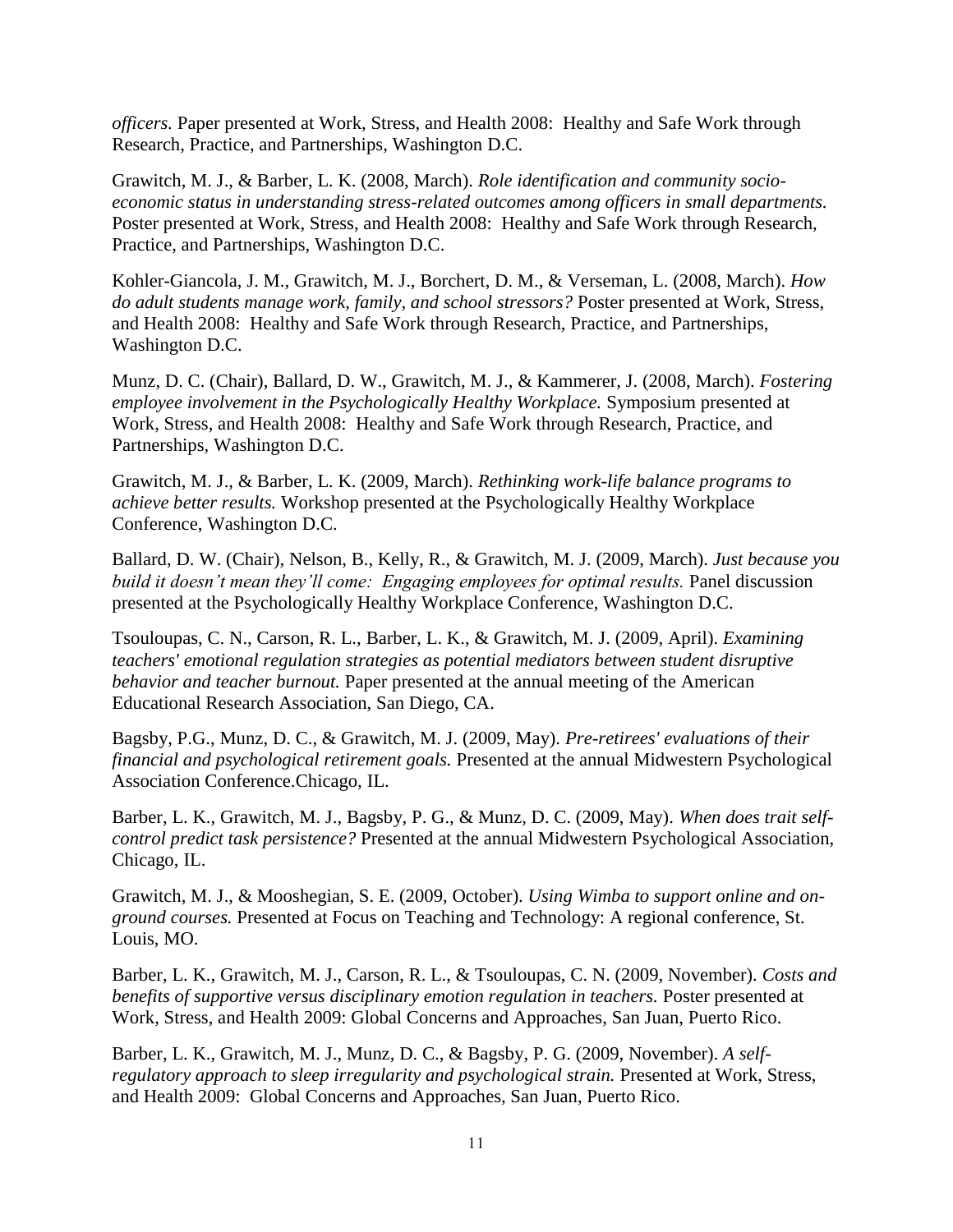*officers.* Paper presented at Work, Stress, and Health 2008: Healthy and Safe Work through Research, Practice, and Partnerships, Washington D.C.

Grawitch, M. J., & Barber, L. K. (2008, March). *Role identification and community socio-economic status in understanding stress-related outcomes among officers in small departments.* Poster presented at Work, Stress, and Health 2008: Healthy and Safe Work through Research, Practice, and Partnerships, Washington D.C.

Kohler-Giancola, J. M., Grawitch, M. J., Borchert, D. M., & Verseman, L. (2008, March). *How do adult students manage work, family, and school stressors?* Poster presented at Work, Stress, and Health 2008: Healthy and Safe Work through Research, Practice, and Partnerships, Washington D.C.

Munz, D. C. (Chair), Ballard, D. W., Grawitch, M. J., & Kammerer, J. (2008, March). *Fostering employee involvement in the Psychologically Healthy Workplace.* Symposium presented at Work, Stress, and Health 2008: Healthy and Safe Work through Research, Practice, and Partnerships, Washington D.C.

Grawitch, M. J., & Barber, L. K. (2009, March). *Rethinking work-life balance programs to achieve better results.* Workshop presented at the Psychologically Healthy Workplace Conference, Washington D.C.

Ballard, D. W. (Chair), Nelson, B., Kelly, R., & Grawitch, M. J. (2009, March). *Just because you build it doesn't mean they'll come: Engaging employees for optimal results.* Panel discussion presented at the Psychologically Healthy Workplace Conference, Washington D.C.

Tsouloupas, C. N., Carson, R. L., Barber, L. K., & Grawitch, M. J. (2009, April). *Examining teachers' emotional regulation strategies as potential mediators between student disruptive behavior and teacher burnout.* Paper presented at the annual meeting of the American Educational Research Association, San Diego, CA.

Bagsby, P.G., Munz, D. C., & Grawitch, M. J. (2009, May). *Pre-retirees' evaluations of their financial and psychological retirement goals.* Presented at the annual Midwestern Psychological Association Conference.Chicago, IL.

Barber, L. K., Grawitch, M. J., Bagsby, P. G., & Munz, D. C. (2009, May). *When does trait self-control predict task persistence?* Presented at the annual Midwestern Psychological Association, Chicago, IL.

Grawitch, M. J., & Mooshegian, S. E. (2009, October). *Using Wimba to support online and on-ground courses.* Presented at Focus on Teaching and Technology: A regional conference, St. Louis, MO.

Barber, L. K., Grawitch, M. J., Carson, R. L., & Tsouloupas, C. N. (2009, November). *Costs and benefits of supportive versus disciplinary emotion regulation in teachers.* Poster presented at Work, Stress, and Health 2009: Global Concerns and Approaches, San Juan, Puerto Rico.

Barber, L. K., Grawitch, M. J., Munz, D. C., & Bagsby, P. G. (2009, November). *A self-regulatory approach to sleep irregularity and psychological strain.* Presented at Work, Stress, and Health 2009: Global Concerns and Approaches, San Juan, Puerto Rico.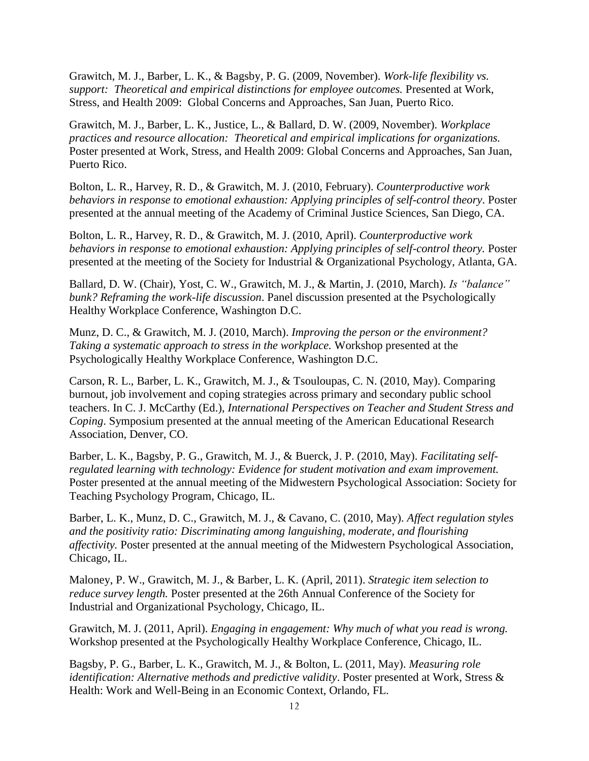Grawitch, M. J., Barber, L. K., & Bagsby, P. G. (2009, November). *Work-life flexibility vs. support: Theoretical and empirical distinctions for employee outcomes.* Presented at Work, Stress, and Health 2009: Global Concerns and Approaches, San Juan, Puerto Rico.

Grawitch, M. J., Barber, L. K., Justice, L., & Ballard, D. W. (2009, November). *Workplace practices and resource allocation: Theoretical and empirical implications for organizations.* Poster presented at Work, Stress, and Health 2009: Global Concerns and Approaches, San Juan, Puerto Rico.

Bolton, L. R., Harvey, R. D., & Grawitch, M. J. (2010, February). *Counterproductive work behaviors in response to emotional exhaustion: Applying principles of self-control theory*. Poster presented at the annual meeting of the Academy of Criminal Justice Sciences, San Diego, CA.

Bolton, L. R., Harvey, R. D., & Grawitch, M. J. (2010, April). *Counterproductive work behaviors in response to emotional exhaustion: Applying principles of self-control theory.* Poster presented at the meeting of the Society for Industrial & Organizational Psychology, Atlanta, GA.

Ballard, D. W. (Chair), Yost, C. W., Grawitch, M. J., & Martin, J. (2010, March). *Is "balance" bunk? Reframing the work-life discussion*. Panel discussion presented at the Psychologically Healthy Workplace Conference, Washington D.C.

Munz, D. C., & Grawitch, M. J. (2010, March). *Improving the person or the environment? Taking a systematic approach to stress in the workplace.* Workshop presented at the Psychologically Healthy Workplace Conference, Washington D.C.

Carson, R. L., Barber, L. K., Grawitch, M. J., & Tsouloupas, C. N. (2010, May). Comparing burnout, job involvement and coping strategies across primary and secondary public school teachers. In C. J. McCarthy (Ed.), *International Perspectives on Teacher and Student Stress and Coping*. Symposium presented at the annual meeting of the American Educational Research Association, Denver, CO.

Barber, L. K., Bagsby, P. G., Grawitch, M. J., & Buerck, J. P. (2010, May). *Facilitating self-regulated learning with technology: Evidence for student motivation and exam improvement.* Poster presented at the annual meeting of the Midwestern Psychological Association: Society for Teaching Psychology Program, Chicago, IL.

Barber, L. K., Munz, D. C., Grawitch, M. J., & Cavano, C. (2010, May). *Affect regulation styles and the positivity ratio: Discriminating among languishing, moderate, and flourishing affectivity.* Poster presented at the annual meeting of the Midwestern Psychological Association, Chicago, IL.

Maloney, P. W., Grawitch, M. J., & Barber, L. K. (April, 2011). *Strategic item selection to reduce survey length.* Poster presented at the 26th Annual Conference of the Society for Industrial and Organizational Psychology, Chicago, IL.

Grawitch, M. J. (2011, April). *Engaging in engagement: Why much of what you read is wrong.* Workshop presented at the Psychologically Healthy Workplace Conference, Chicago, IL.

Bagsby, P. G., Barber, L. K., Grawitch, M. J., & Bolton, L. (2011, May). *Measuring role identification: Alternative methods and predictive validity*. Poster presented at Work, Stress & Health: Work and Well-Being in an Economic Context, Orlando, FL.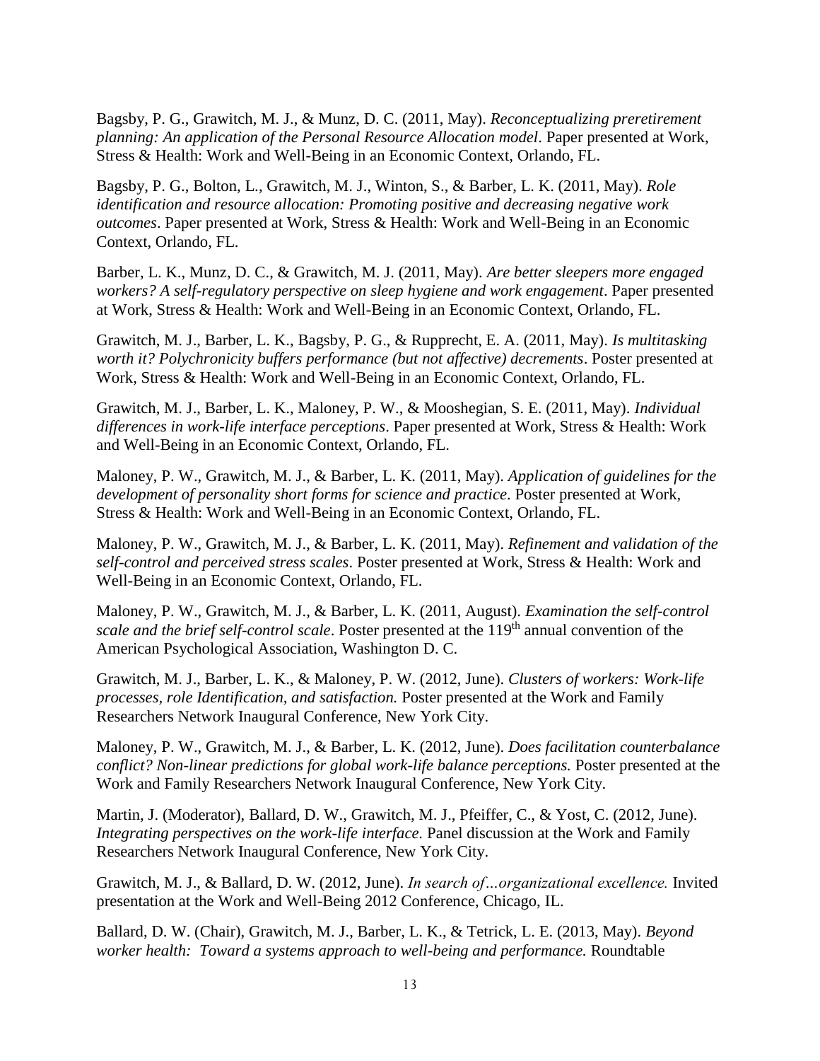Bagsby, P. G., Grawitch, M. J., & Munz, D. C. (2011, May). *Reconceptualizing preretirement planning: An application of the Personal Resource Allocation model*. Paper presented at Work, Stress & Health: Work and Well-Being in an Economic Context, Orlando, FL.

Bagsby, P. G., Bolton, L., Grawitch, M. J., Winton, S., & Barber, L. K. (2011, May). *Role identification and resource allocation: Promoting positive and decreasing negative work outcomes*. Paper presented at Work, Stress & Health: Work and Well-Being in an Economic Context, Orlando, FL.

Barber, L. K., Munz, D. C., & Grawitch, M. J. (2011, May). *Are better sleepers more engaged workers? A self-regulatory perspective on sleep hygiene and work engagement*. Paper presented at Work, Stress & Health: Work and Well-Being in an Economic Context, Orlando, FL.

Grawitch, M. J., Barber, L. K., Bagsby, P. G., & Rupprecht, E. A. (2011, May). *Is multitasking worth it? Polychronicity buffers performance (but not affective) decrements*. Poster presented at Work, Stress & Health: Work and Well-Being in an Economic Context, Orlando, FL.

Grawitch, M. J., Barber, L. K., Maloney, P. W., & Mooshegian, S. E. (2011, May). *Individual differences in work-life interface perceptions*. Paper presented at Work, Stress & Health: Work and Well-Being in an Economic Context, Orlando, FL.

Maloney, P. W., Grawitch, M. J., & Barber, L. K. (2011, May). *Application of guidelines for the development of personality short forms for science and practice*. Poster presented at Work, Stress & Health: Work and Well-Being in an Economic Context, Orlando, FL.

Maloney, P. W., Grawitch, M. J., & Barber, L. K. (2011, May). *Refinement and validation of the self-control and perceived stress scales*. Poster presented at Work, Stress & Health: Work and Well-Being in an Economic Context, Orlando, FL.

Maloney, P. W., Grawitch, M. J., & Barber, L. K. (2011, August). *Examination the self-control scale and the brief self-control scale*. Poster presented at the 119th annual convention of the American Psychological Association, Washington D. C.

Grawitch, M. J., Barber, L. K., & Maloney, P. W. (2012, June). *Clusters of workers: Work-life processes, role Identification, and satisfaction.* Poster presented at the Work and Family Researchers Network Inaugural Conference, New York City.

Maloney, P. W., Grawitch, M. J., & Barber, L. K. (2012, June). *Does facilitation counterbalance conflict? Non-linear predictions for global work-life balance perceptions.* Poster presented at the Work and Family Researchers Network Inaugural Conference, New York City.

Martin, J. (Moderator), Ballard, D. W., Grawitch, M. J., Pfeiffer, C., & Yost, C. (2012, June). *Integrating perspectives on the work-life interface.* Panel discussion at the Work and Family Researchers Network Inaugural Conference, New York City.

Grawitch, M. J., & Ballard, D. W. (2012, June). *In search of…organizational excellence.* Invited presentation at the Work and Well-Being 2012 Conference, Chicago, IL.

Ballard, D. W. (Chair), Grawitch, M. J., Barber, L. K., & Tetrick, L. E. (2013, May). *Beyond worker health: Toward a systems approach to well-being and performance.* Roundtable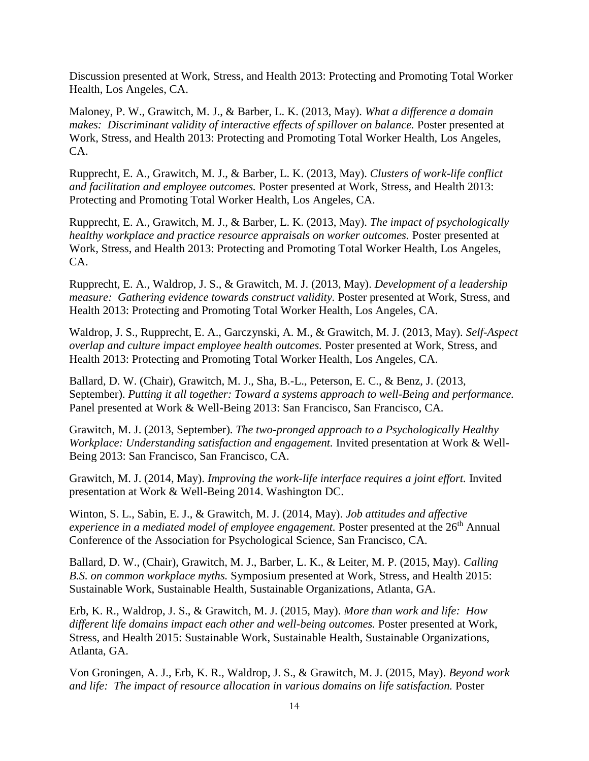Discussion presented at Work, Stress, and Health 2013: Protecting and Promoting Total Worker Health, Los Angeles, CA.

Maloney, P. W., Grawitch, M. J., & Barber, L. K. (2013, May). *What a difference a domain makes: Discriminant validity of interactive effects of spillover on balance.* Poster presented at Work, Stress, and Health 2013: Protecting and Promoting Total Worker Health, Los Angeles, CA.

Rupprecht, E. A., Grawitch, M. J., & Barber, L. K. (2013, May). *Clusters of work-life conflict and facilitation and employee outcomes.* Poster presented at Work, Stress, and Health 2013: Protecting and Promoting Total Worker Health, Los Angeles, CA.

Rupprecht, E. A., Grawitch, M. J., & Barber, L. K. (2013, May). *The impact of psychologically healthy workplace and practice resource appraisals on worker outcomes.* Poster presented at Work, Stress, and Health 2013: Protecting and Promoting Total Worker Health, Los Angeles, CA.

Rupprecht, E. A., Waldrop, J. S., & Grawitch, M. J. (2013, May). *Development of a leadership measure: Gathering evidence towards construct validity.* Poster presented at Work, Stress, and Health 2013: Protecting and Promoting Total Worker Health, Los Angeles, CA.

Waldrop, J. S., Rupprecht, E. A., Garczynski, A. M., & Grawitch, M. J. (2013, May). *Self-Aspect overlap and culture impact employee health outcomes.* Poster presented at Work, Stress, and Health 2013: Protecting and Promoting Total Worker Health, Los Angeles, CA.

Ballard, D. W. (Chair), Grawitch, M. J., Sha, B.-L., Peterson, E. C., & Benz, J. (2013, September). *Putting it all together: Toward a systems approach to well-Being and performance.* Panel presented at Work & Well-Being 2013: San Francisco, San Francisco, CA.

Grawitch, M. J. (2013, September). *The two-pronged approach to a Psychologically Healthy Workplace: Understanding satisfaction and engagement.* Invited presentation at Work & Well-Being 2013: San Francisco, San Francisco, CA.

Grawitch, M. J. (2014, May). *Improving the work-life interface requires a joint effort.* Invited presentation at Work & Well-Being 2014. Washington DC.

Winton, S. L., Sabin, E. J., & Grawitch, M. J. (2014, May). *Job attitudes and affective experience in a mediated model of employee engagement.* Poster presented at the 26th Annual Conference of the Association for Psychological Science, San Francisco, CA.

Ballard, D. W., (Chair), Grawitch, M. J., Barber, L. K., & Leiter, M. P. (2015, May). *Calling B.S. on common workplace myths.* Symposium presented at Work, Stress, and Health 2015: Sustainable Work, Sustainable Health, Sustainable Organizations, Atlanta, GA.

Erb, K. R., Waldrop, J. S., & Grawitch, M. J. (2015, May). *More than work and life: How different life domains impact each other and well-being outcomes.* Poster presented at Work, Stress, and Health 2015: Sustainable Work, Sustainable Health, Sustainable Organizations, Atlanta, GA.

Von Groningen, A. J., Erb, K. R., Waldrop, J. S., & Grawitch, M. J. (2015, May). *Beyond work and life: The impact of resource allocation in various domains on life satisfaction.* Poster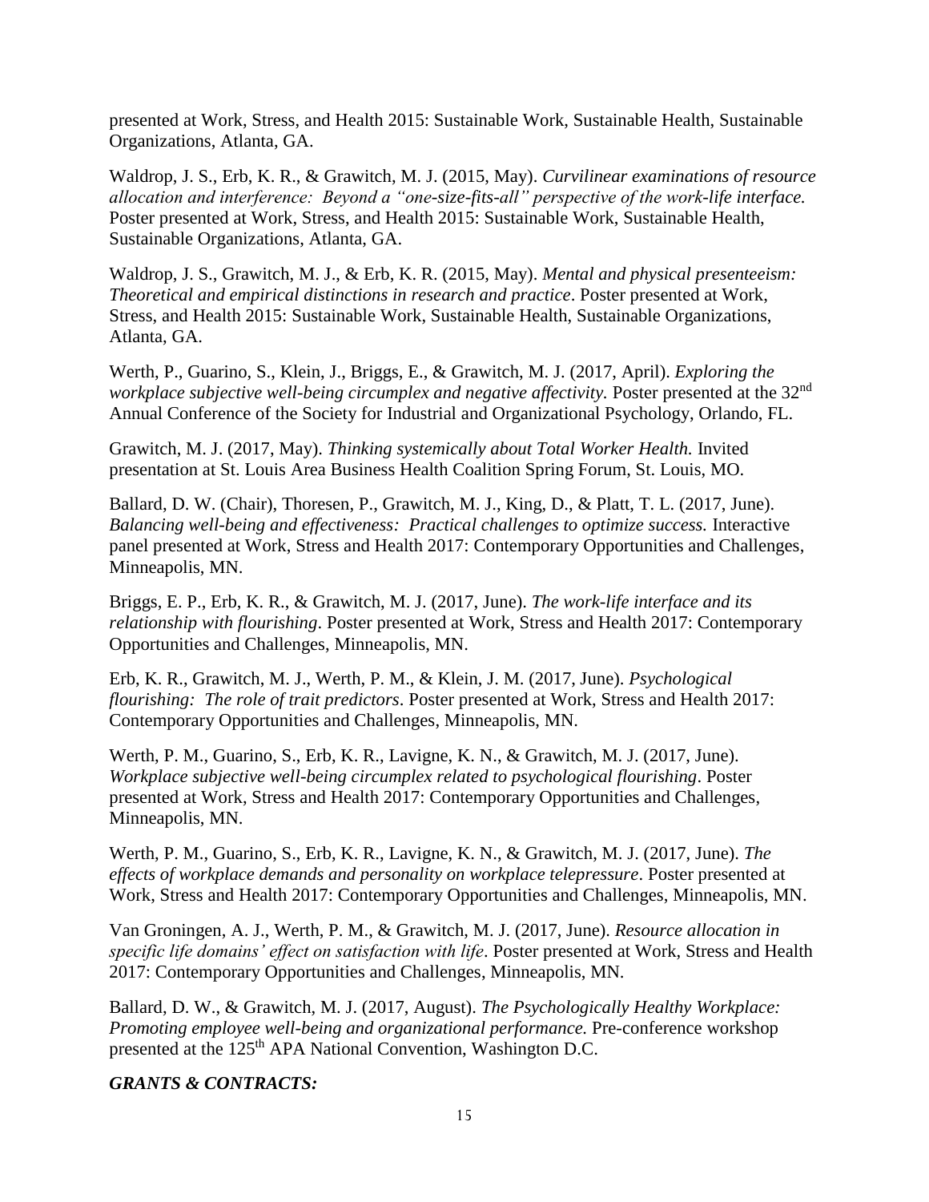presented at Work, Stress, and Health 2015: Sustainable Work, Sustainable Health, Sustainable Organizations, Atlanta, GA.

Waldrop, J. S., Erb, K. R., & Grawitch, M. J. (2015, May). *Curvilinear examinations of resource allocation and interference: Beyond a "one-size-fits-all" perspective of the work-life interface.* Poster presented at Work, Stress, and Health 2015: Sustainable Work, Sustainable Health, Sustainable Organizations, Atlanta, GA.

Waldrop, J. S., Grawitch, M. J., & Erb, K. R. (2015, May). *Mental and physical presenteeism: Theoretical and empirical distinctions in research and practice*. Poster presented at Work, Stress, and Health 2015: Sustainable Work, Sustainable Health, Sustainable Organizations, Atlanta, GA.

Werth, P., Guarino, S., Klein, J., Briggs, E., & Grawitch, M. J. (2017, April). *Exploring the workplace subjective well-being circumplex and negative affectivity.* Poster presented at the 32nd Annual Conference of the Society for Industrial and Organizational Psychology, Orlando, FL.

Grawitch, M. J. (2017, May). *Thinking systemically about Total Worker Health.* Invited presentation at St. Louis Area Business Health Coalition Spring Forum, St. Louis, MO.

Ballard, D. W. (Chair), Thoresen, P., Grawitch, M. J., King, D., & Platt, T. L. (2017, June). *Balancing well-being and effectiveness: Practical challenges to optimize success.* Interactive panel presented at Work, Stress and Health 2017: Contemporary Opportunities and Challenges, Minneapolis, MN.

Briggs, E. P., Erb, K. R., & Grawitch, M. J. (2017, June). *The work-life interface and its relationship with flourishing*. Poster presented at Work, Stress and Health 2017: Contemporary Opportunities and Challenges, Minneapolis, MN.

Erb, K. R., Grawitch, M. J., Werth, P. M., & Klein, J. M. (2017, June). *Psychological flourishing: The role of trait predictors*. Poster presented at Work, Stress and Health 2017: Contemporary Opportunities and Challenges, Minneapolis, MN.

Werth, P. M., Guarino, S., Erb, K. R., Lavigne, K. N., & Grawitch, M. J. (2017, June). *Workplace subjective well-being circumplex related to psychological flourishing*. Poster presented at Work, Stress and Health 2017: Contemporary Opportunities and Challenges, Minneapolis, MN.

Werth, P. M., Guarino, S., Erb, K. R., Lavigne, K. N., & Grawitch, M. J. (2017, June). *The effects of workplace demands and personality on workplace telepressure*. Poster presented at Work, Stress and Health 2017: Contemporary Opportunities and Challenges, Minneapolis, MN.

Van Groningen, A. J., Werth, P. M., & Grawitch, M. J. (2017, June). *Resource allocation in specific life domains' effect on satisfaction with life*. Poster presented at Work, Stress and Health 2017: Contemporary Opportunities and Challenges, Minneapolis, MN.

Ballard, D. W., & Grawitch, M. J. (2017, August). *The Psychologically Healthy Workplace: Promoting employee well-being and organizational performance.* Pre-conference workshop presented at the 125th APA National Convention, Washington D.C.

***GRANTS & CONTRACTS:***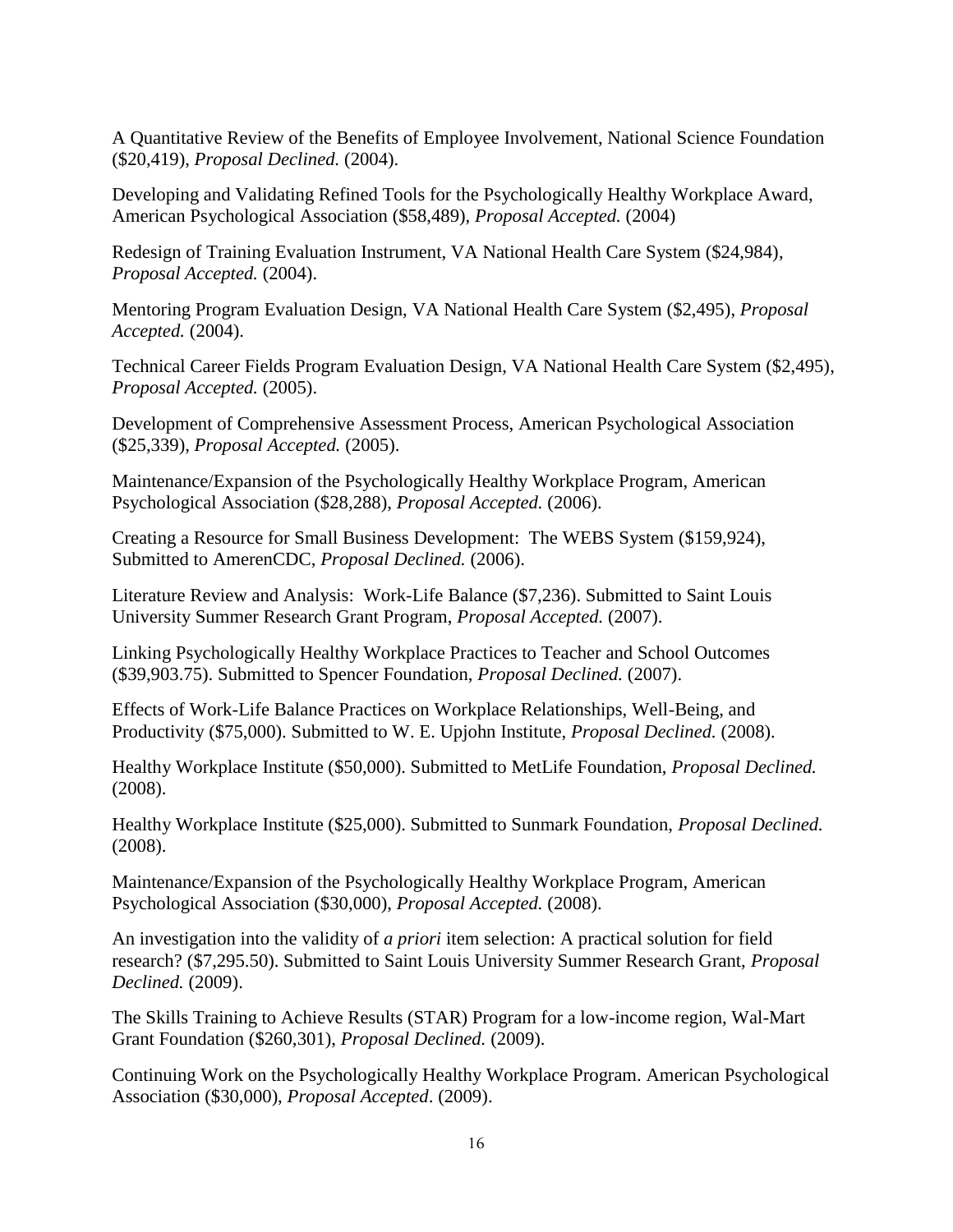A Quantitative Review of the Benefits of Employee Involvement, National Science Foundation ($20,419), *Proposal Declined.* (2004).

Developing and Validating Refined Tools for the Psychologically Healthy Workplace Award, American Psychological Association ($58,489), *Proposal Accepted.* (2004)

Redesign of Training Evaluation Instrument, VA National Health Care System ($24,984), *Proposal Accepted.* (2004).

Mentoring Program Evaluation Design, VA National Health Care System ($2,495), *Proposal Accepted.* (2004).

Technical Career Fields Program Evaluation Design, VA National Health Care System ($2,495), *Proposal Accepted.* (2005).

Development of Comprehensive Assessment Process, American Psychological Association ($25,339), *Proposal Accepted.* (2005).

Maintenance/Expansion of the Psychologically Healthy Workplace Program, American Psychological Association ($28,288), *Proposal Accepted.* (2006).

Creating a Resource for Small Business Development: The WEBS System ($159,924), Submitted to AmerenCDC, *Proposal Declined.* (2006).

Literature Review and Analysis: Work-Life Balance ($7,236). Submitted to Saint Louis University Summer Research Grant Program, *Proposal Accepted.* (2007).

Linking Psychologically Healthy Workplace Practices to Teacher and School Outcomes ($39,903.75). Submitted to Spencer Foundation, *Proposal Declined.* (2007).

Effects of Work-Life Balance Practices on Workplace Relationships, Well-Being, and Productivity ($75,000). Submitted to W. E. Upjohn Institute, *Proposal Declined.* (2008).

Healthy Workplace Institute ($50,000). Submitted to MetLife Foundation, *Proposal Declined.* (2008).

Healthy Workplace Institute ($25,000). Submitted to Sunmark Foundation, *Proposal Declined.* (2008).

Maintenance/Expansion of the Psychologically Healthy Workplace Program, American Psychological Association ($30,000), *Proposal Accepted.* (2008).

An investigation into the validity of *a priori* item selection: A practical solution for field research? ($7,295.50). Submitted to Saint Louis University Summer Research Grant, *Proposal Declined.* (2009).

The Skills Training to Achieve Results (STAR) Program for a low-income region, Wal-Mart Grant Foundation ($260,301), *Proposal Declined.* (2009).

Continuing Work on the Psychologically Healthy Workplace Program. American Psychological Association ($30,000), *Proposal Accepted*. (2009).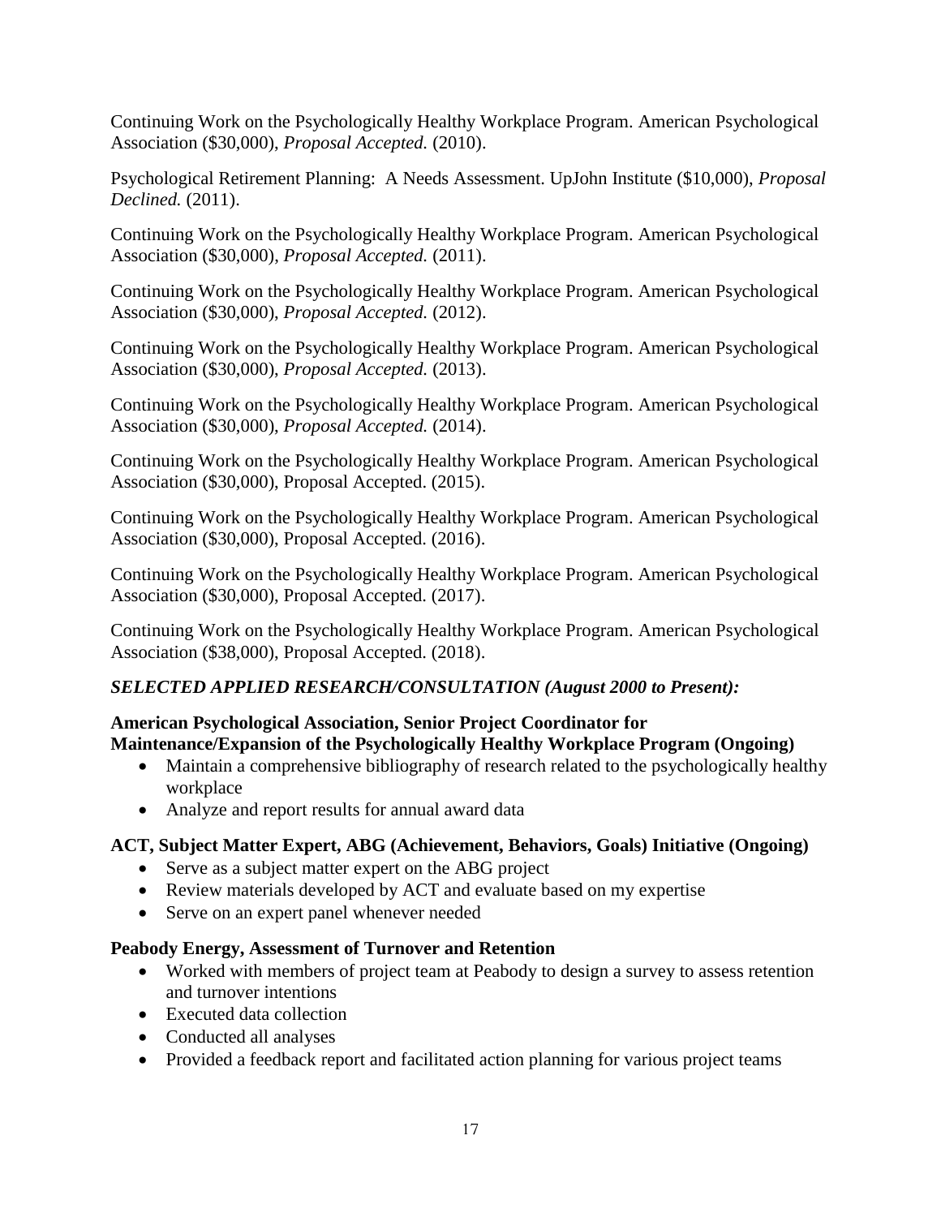Continuing Work on the Psychologically Healthy Workplace Program. American Psychological Association ($30,000), *Proposal Accepted.* (2010).

Psychological Retirement Planning: A Needs Assessment. UpJohn Institute ($10,000), *Proposal Declined.* (2011).

Continuing Work on the Psychologically Healthy Workplace Program. American Psychological Association ($30,000), *Proposal Accepted.* (2011).

Continuing Work on the Psychologically Healthy Workplace Program. American Psychological Association ($30,000), *Proposal Accepted.* (2012).

Continuing Work on the Psychologically Healthy Workplace Program. American Psychological Association ($30,000), *Proposal Accepted.* (2013).

Continuing Work on the Psychologically Healthy Workplace Program. American Psychological Association ($30,000), *Proposal Accepted.* (2014).

Continuing Work on the Psychologically Healthy Workplace Program. American Psychological Association ($30,000), Proposal Accepted. (2015).

Continuing Work on the Psychologically Healthy Workplace Program. American Psychological Association ($30,000), Proposal Accepted. (2016).

Continuing Work on the Psychologically Healthy Workplace Program. American Psychological Association ($30,000), Proposal Accepted. (2017).

Continuing Work on the Psychologically Healthy Workplace Program. American Psychological Association ($38,000), Proposal Accepted. (2018).

### *SELECTED APPLIED RESEARCH/CONSULTATION (August 2000 to Present):*

**American Psychological Association, Senior Project Coordinator for Maintenance/Expansion of the Psychologically Healthy Workplace Program (Ongoing)**

- Maintain a comprehensive bibliography of research related to the psychologically healthy workplace
- Analyze and report results for annual award data

**ACT, Subject Matter Expert, ABG (Achievement, Behaviors, Goals) Initiative (Ongoing)**

- Serve as a subject matter expert on the ABG project
- Review materials developed by ACT and evaluate based on my expertise
- Serve on an expert panel whenever needed

**Peabody Energy, Assessment of Turnover and Retention**

- Worked with members of project team at Peabody to design a survey to assess retention and turnover intentions
- Executed data collection
- Conducted all analyses
- Provided a feedback report and facilitated action planning for various project teams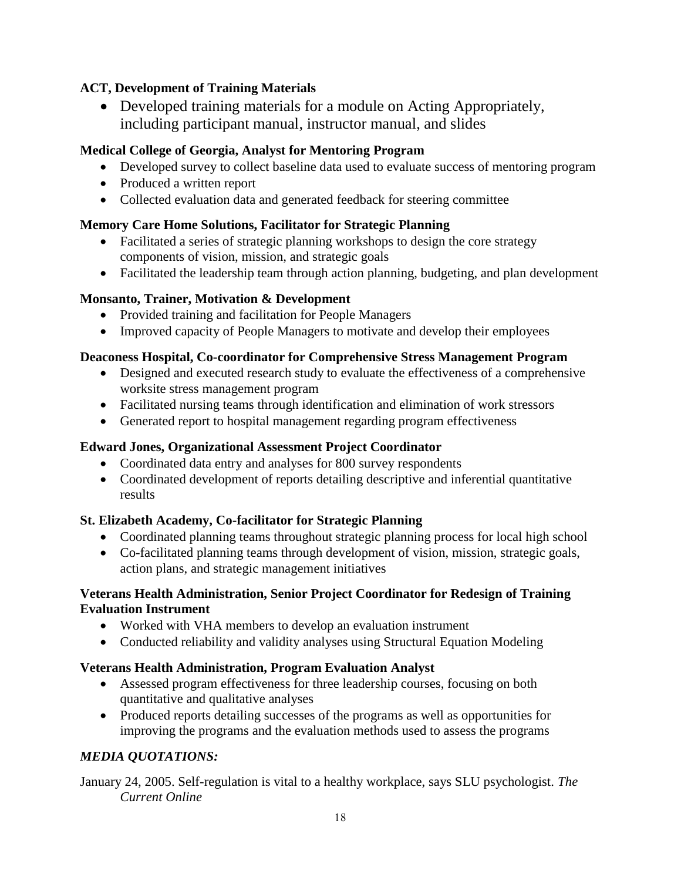**ACT, Development of Training Materials**

- Developed training materials for a module on Acting Appropriately, including participant manual, instructor manual, and slides

**Medical College of Georgia, Analyst for Mentoring Program**

- Developed survey to collect baseline data used to evaluate success of mentoring program
- Produced a written report
- Collected evaluation data and generated feedback for steering committee

**Memory Care Home Solutions, Facilitator for Strategic Planning**

- Facilitated a series of strategic planning workshops to design the core strategy components of vision, mission, and strategic goals
- Facilitated the leadership team through action planning, budgeting, and plan development

**Monsanto, Trainer, Motivation & Development**

- Provided training and facilitation for People Managers
- Improved capacity of People Managers to motivate and develop their employees

**Deaconess Hospital, Co-coordinator for Comprehensive Stress Management Program**

- Designed and executed research study to evaluate the effectiveness of a comprehensive worksite stress management program
- Facilitated nursing teams through identification and elimination of work stressors
- Generated report to hospital management regarding program effectiveness

**Edward Jones, Organizational Assessment Project Coordinator**

- Coordinated data entry and analyses for 800 survey respondents
- Coordinated development of reports detailing descriptive and inferential quantitative results

**St. Elizabeth Academy, Co-facilitator for Strategic Planning**

- Coordinated planning teams throughout strategic planning process for local high school
- Co-facilitated planning teams through development of vision, mission, strategic goals, action plans, and strategic management initiatives

**Veterans Health Administration, Senior Project Coordinator for Redesign of Training Evaluation Instrument**

- Worked with VHA members to develop an evaluation instrument
- Conducted reliability and validity analyses using Structural Equation Modeling

**Veterans Health Administration, Program Evaluation Analyst**

- Assessed program effectiveness for three leadership courses, focusing on both quantitative and qualitative analyses
- Produced reports detailing successes of the programs as well as opportunities for improving the programs and the evaluation methods used to assess the programs

### *MEDIA QUOTATIONS:*

January 24, 2005. Self-regulation is vital to a healthy workplace, says SLU psychologist. *The Current Online*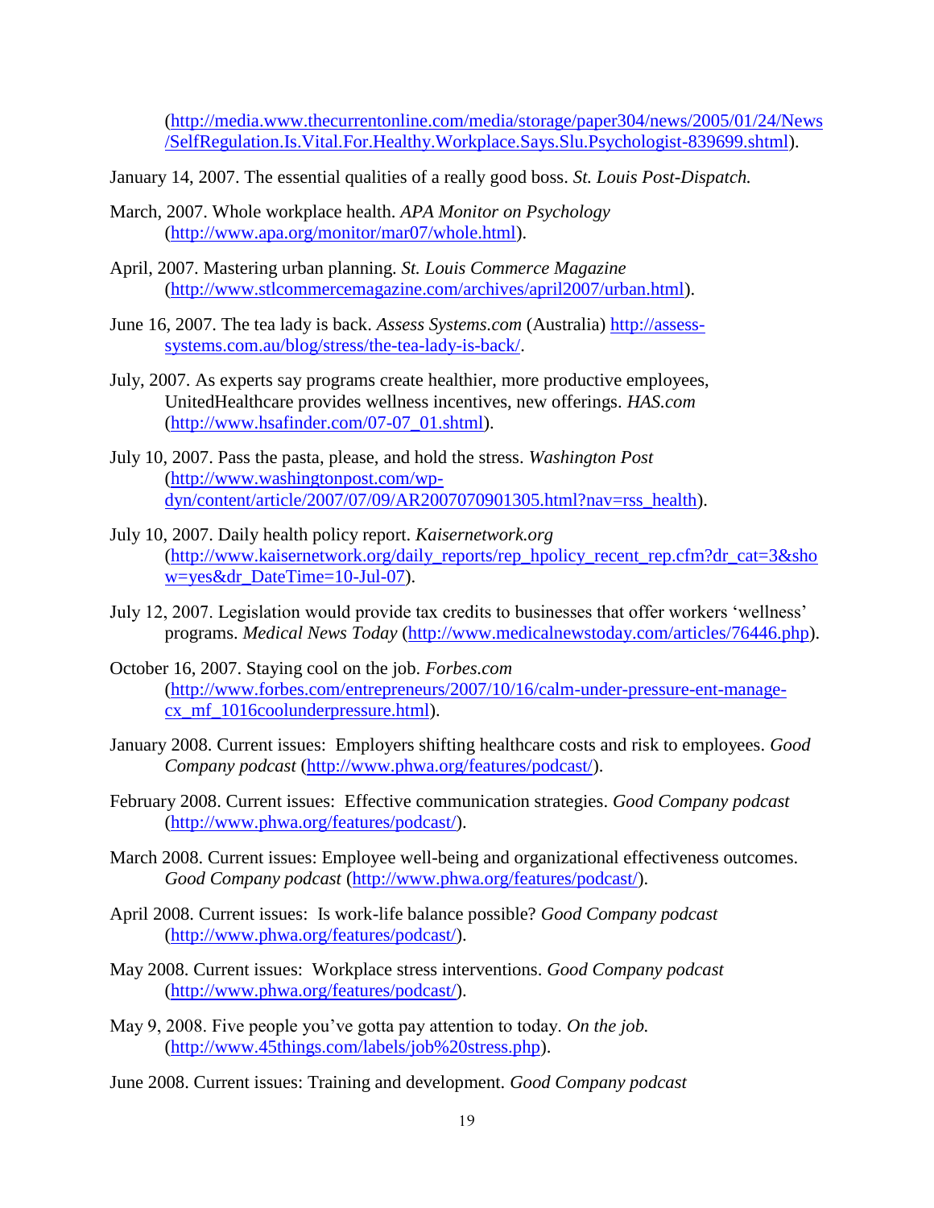(http://media.www.thecurrentonline.com/media/storage/paper304/news/2005/01/24/News/SelfRegulation.Is.Vital.For.Healthy.Workplace.Says.Slu.Psychologist-839699.shtml).

January 14, 2007. The essential qualities of a really good boss. *St. Louis Post-Dispatch.*

March, 2007. Whole workplace health. *APA Monitor on Psychology* (http://www.apa.org/monitor/mar07/whole.html).

April, 2007. Mastering urban planning. *St. Louis Commerce Magazine* (http://www.stlcommercemagazine.com/archives/april2007/urban.html).

June 16, 2007. The tea lady is back. *Assess Systems.com* (Australia) http://assess-systems.com.au/blog/stress/the-tea-lady-is-back/.

July, 2007. As experts say programs create healthier, more productive employees, UnitedHealthcare provides wellness incentives, new offerings. *HAS.com* (http://www.hsafinder.com/07-07_01.shtml).

July 10, 2007. Pass the pasta, please, and hold the stress. *Washington Post* (http://www.washingtonpost.com/wp-dyn/content/article/2007/07/09/AR2007070901305.html?nav=rss_health).

July 10, 2007. Daily health policy report. *Kaisernetwork.org* (http://www.kaisernetwork.org/daily_reports/rep_hpolicy_recent_rep.cfm?dr_cat=3&show=yes&dr_DateTime=10-Jul-07).

July 12, 2007. Legislation would provide tax credits to businesses that offer workers 'wellness' programs. *Medical News Today* (http://www.medicalnewstoday.com/articles/76446.php).

October 16, 2007. Staying cool on the job. *Forbes.com* (http://www.forbes.com/entrepreneurs/2007/10/16/calm-under-pressure-ent-manage-cx_mf_1016coolunderpressure.html).

January 2008. Current issues: Employers shifting healthcare costs and risk to employees. *Good Company podcast* (http://www.phwa.org/features/podcast/).

February 2008. Current issues: Effective communication strategies. *Good Company podcast* (http://www.phwa.org/features/podcast/).

March 2008. Current issues: Employee well-being and organizational effectiveness outcomes. *Good Company podcast* (http://www.phwa.org/features/podcast/).

April 2008. Current issues: Is work-life balance possible? *Good Company podcast* (http://www.phwa.org/features/podcast/).

May 2008. Current issues: Workplace stress interventions. *Good Company podcast* (http://www.phwa.org/features/podcast/).

May 9, 2008. Five people you've gotta pay attention to today. *On the job.* (http://www.45things.com/labels/job%20stress.php).

June 2008. Current issues: Training and development. *Good Company podcast*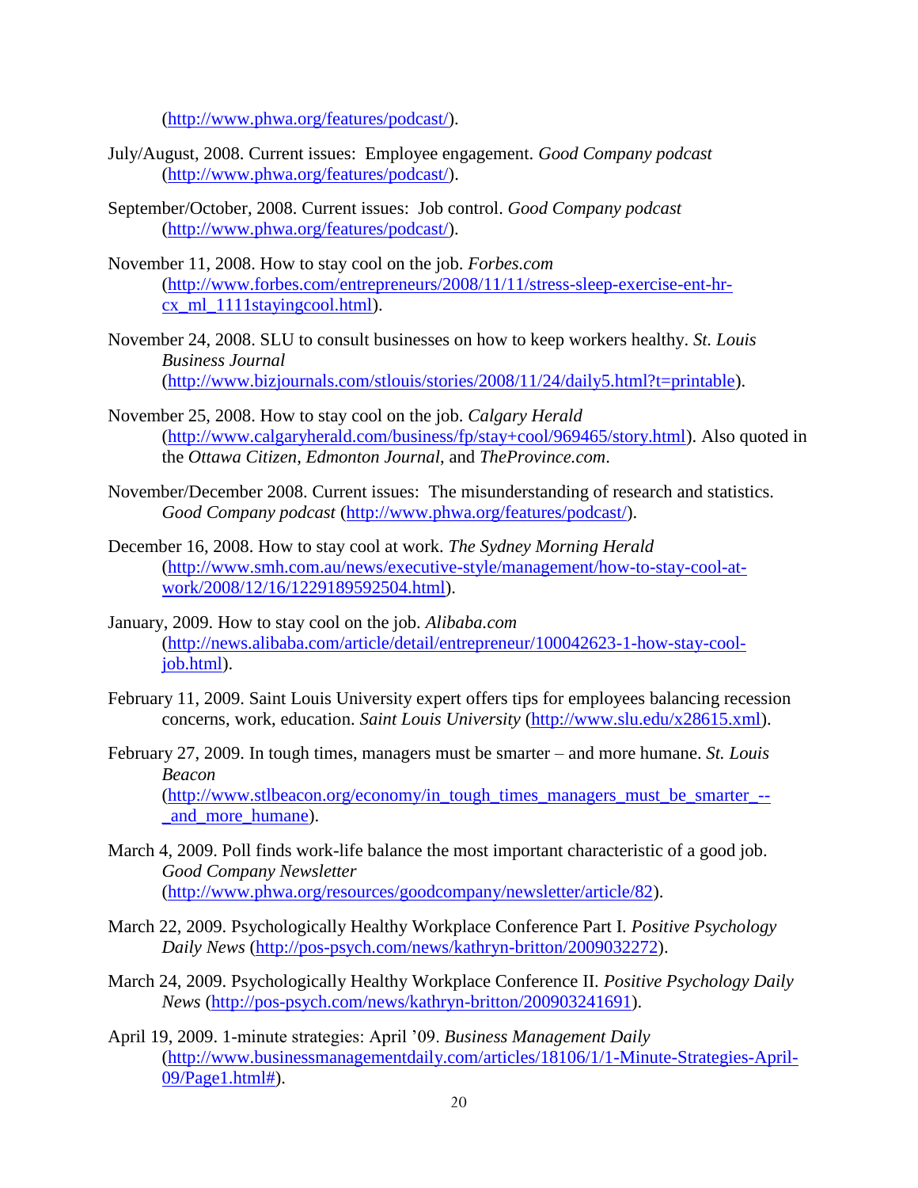(http://www.phwa.org/features/podcast/).

July/August, 2008. Current issues: Employee engagement. *Good Company podcast* (http://www.phwa.org/features/podcast/).

September/October, 2008. Current issues: Job control. *Good Company podcast* (http://www.phwa.org/features/podcast/).

November 11, 2008. How to stay cool on the job. *Forbes.com* (http://www.forbes.com/entrepreneurs/2008/11/11/stress-sleep-exercise-ent-hr-cx_ml_1111stayingcool.html).

November 24, 2008. SLU to consult businesses on how to keep workers healthy. *St. Louis Business Journal* (http://www.bizjournals.com/stlouis/stories/2008/11/24/daily5.html?t=printable).

November 25, 2008. How to stay cool on the job. *Calgary Herald* (http://www.calgaryherald.com/business/fp/stay+cool/969465/story.html). Also quoted in the *Ottawa Citizen*, *Edmonton Journal*, and *TheProvince.com*.

November/December 2008. Current issues: The misunderstanding of research and statistics. *Good Company podcast* (http://www.phwa.org/features/podcast/).

December 16, 2008. How to stay cool at work. *The Sydney Morning Herald* (http://www.smh.com.au/news/executive-style/management/how-to-stay-cool-at-work/2008/12/16/1229189592504.html).

January, 2009. How to stay cool on the job. *Alibaba.com* (http://news.alibaba.com/article/detail/entrepreneur/100042623-1-how-stay-cool-job.html).

February 11, 2009. Saint Louis University expert offers tips for employees balancing recession concerns, work, education. *Saint Louis University* (http://www.slu.edu/x28615.xml).

February 27, 2009. In tough times, managers must be smarter – and more humane. *St. Louis Beacon* (http://www.stlbeacon.org/economy/in_tough_times_managers_must_be_smarter_--_and_more_humane).

March 4, 2009. Poll finds work-life balance the most important characteristic of a good job. *Good Company Newsletter* (http://www.phwa.org/resources/goodcompany/newsletter/article/82).

March 22, 2009. Psychologically Healthy Workplace Conference Part I. *Positive Psychology Daily News* (http://pos-psych.com/news/kathryn-britton/2009032272).

March 24, 2009. Psychologically Healthy Workplace Conference II. *Positive Psychology Daily News* (http://pos-psych.com/news/kathryn-britton/200903241691).

April 19, 2009. 1-minute strategies: April '09. *Business Management Daily* (http://www.businessmanagementdaily.com/articles/18106/1/1-Minute-Strategies-April-09/Page1.html#).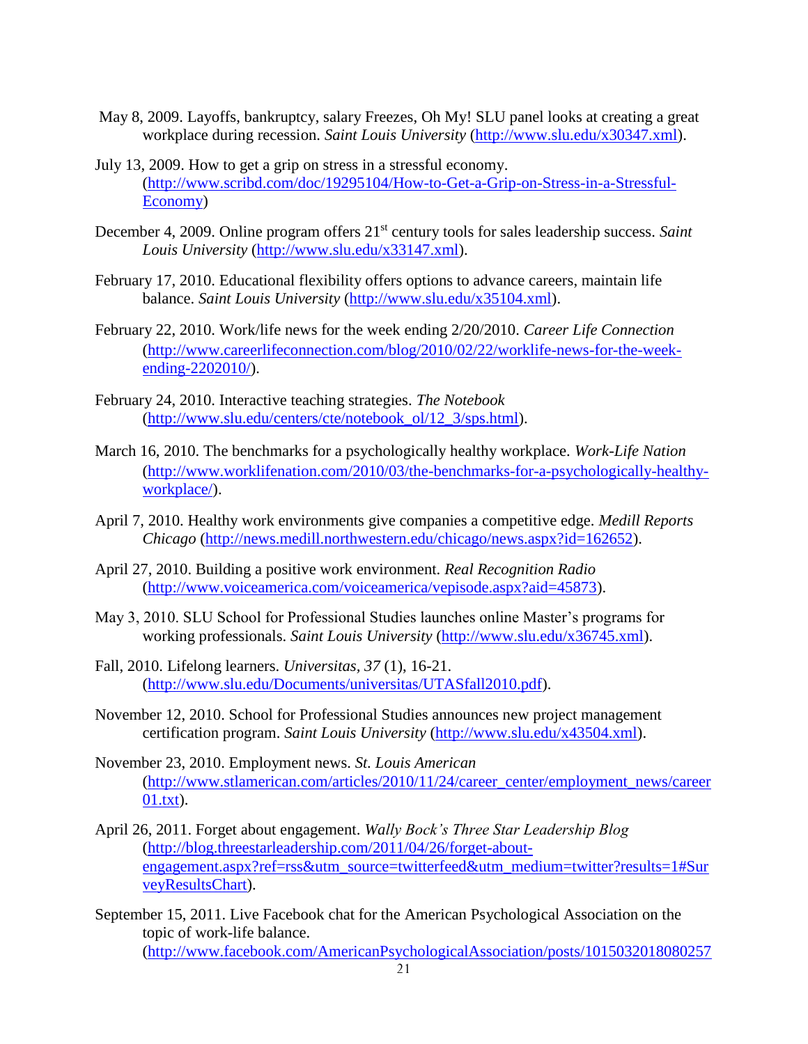May 8, 2009. Layoffs, bankruptcy, salary Freezes, Oh My! SLU panel looks at creating a great workplace during recession. *Saint Louis University* (http://www.slu.edu/x30347.xml).

July 13, 2009. How to get a grip on stress in a stressful economy. (http://www.scribd.com/doc/19295104/How-to-Get-a-Grip-on-Stress-in-a-Stressful-Economy)

December 4, 2009. Online program offers 21st century tools for sales leadership success. *Saint Louis University* (http://www.slu.edu/x33147.xml).

February 17, 2010. Educational flexibility offers options to advance careers, maintain life balance. *Saint Louis University* (http://www.slu.edu/x35104.xml).

February 22, 2010. Work/life news for the week ending 2/20/2010. *Career Life Connection* (http://www.careerlifeconnection.com/blog/2010/02/22/worklife-news-for-the-week-ending-2202010/).

February 24, 2010. Interactive teaching strategies. *The Notebook* (http://www.slu.edu/centers/cte/notebook_ol/12_3/sps.html).

March 16, 2010. The benchmarks for a psychologically healthy workplace. *Work-Life Nation* (http://www.worklifenation.com/2010/03/the-benchmarks-for-a-psychologically-healthy-workplace/).

April 7, 2010. Healthy work environments give companies a competitive edge. *Medill Reports Chicago* (http://news.medill.northwestern.edu/chicago/news.aspx?id=162652).

April 27, 2010. Building a positive work environment. *Real Recognition Radio* (http://www.voiceamerica.com/voiceamerica/vepisode.aspx?aid=45873).

May 3, 2010. SLU School for Professional Studies launches online Master's programs for working professionals. *Saint Louis University* (http://www.slu.edu/x36745.xml).

Fall, 2010. Lifelong learners. *Universitas, 37* (1), 16-21. (http://www.slu.edu/Documents/universitas/UTASfall2010.pdf).

November 12, 2010. School for Professional Studies announces new project management certification program. *Saint Louis University* (http://www.slu.edu/x43504.xml).

November 23, 2010. Employment news. *St. Louis American* (http://www.stlamerican.com/articles/2010/11/24/career_center/employment_news/career01.txt).

April 26, 2011. Forget about engagement. *Wally Bock's Three Star Leadership Blog* (http://blog.threestarleadership.com/2011/04/26/forget-about-engagement.aspx?ref=rss&utm_source=twitterfeed&utm_medium=twitter?results=1#SurveyResultsChart).

September 15, 2011. Live Facebook chat for the American Psychological Association on the topic of work-life balance. (http://www.facebook.com/AmericanPsychologicalAssociation/posts/1015032018080257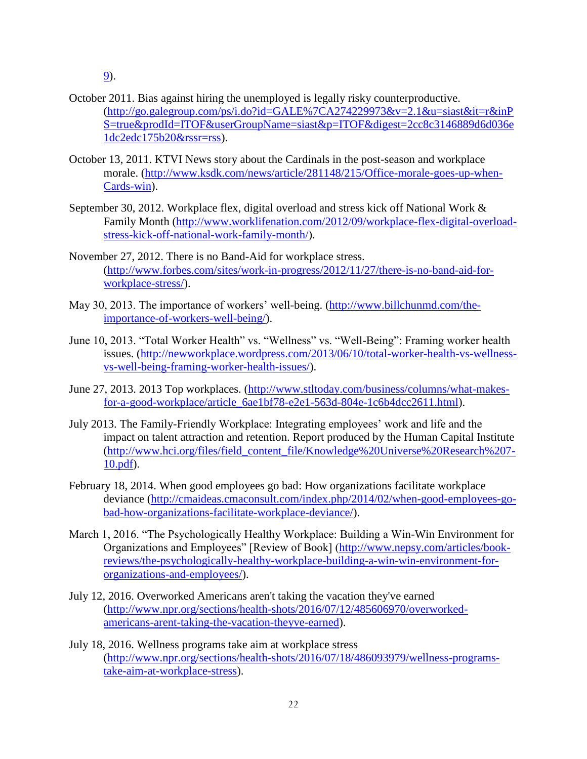9).

October 2011. Bias against hiring the unemployed is legally risky counterproductive. (http://go.galegroup.com/ps/i.do?id=GALE%7CA274229973&v=2.1&u=siast&it=r&inPS=true&prodId=ITOF&userGroupName=siast&p=ITOF&digest=2cc8c3146889d6d036e1dc2edc175b20&rssr=rss).

October 13, 2011. KTVI News story about the Cardinals in the post-season and workplace morale. (http://www.ksdk.com/news/article/281148/215/Office-morale-goes-up-when-Cards-win).

September 30, 2012. Workplace flex, digital overload and stress kick off National Work & Family Month (http://www.worklifenation.com/2012/09/workplace-flex-digital-overload-stress-kick-off-national-work-family-month/).

November 27, 2012. There is no Band-Aid for workplace stress. (http://www.forbes.com/sites/work-in-progress/2012/11/27/there-is-no-band-aid-for-workplace-stress/).

May 30, 2013. The importance of workers' well-being. (http://www.billchunmd.com/the-importance-of-workers-well-being/).

June 10, 2013. "Total Worker Health" vs. "Wellness" vs. "Well-Being": Framing worker health issues. (http://newworkplace.wordpress.com/2013/06/10/total-worker-health-vs-wellness-vs-well-being-framing-worker-health-issues/).

June 27, 2013. 2013 Top workplaces. (http://www.stltoday.com/business/columns/what-makes-for-a-good-workplace/article_6ae1bf78-e2e1-563d-804e-1c6b4dcc2611.html).

July 2013. The Family-Friendly Workplace: Integrating employees' work and life and the impact on talent attraction and retention. Report produced by the Human Capital Institute (http://www.hci.org/files/field_content_file/Knowledge%20Universe%20Research%207-10.pdf).

February 18, 2014. When good employees go bad: How organizations facilitate workplace deviance (http://cmaideas.cmaconsult.com/index.php/2014/02/when-good-employees-go-bad-how-organizations-facilitate-workplace-deviance/).

March 1, 2016. "The Psychologically Healthy Workplace: Building a Win-Win Environment for Organizations and Employees" [Review of Book] (http://www.nepsy.com/articles/book-reviews/the-psychologically-healthy-workplace-building-a-win-win-environment-for-organizations-and-employees/).

July 12, 2016. Overworked Americans aren't taking the vacation they've earned (http://www.npr.org/sections/health-shots/2016/07/12/485606970/overworked-americans-arent-taking-the-vacation-theyve-earned).

July 18, 2016. Wellness programs take aim at workplace stress (http://www.npr.org/sections/health-shots/2016/07/18/486093979/wellness-programs-take-aim-at-workplace-stress).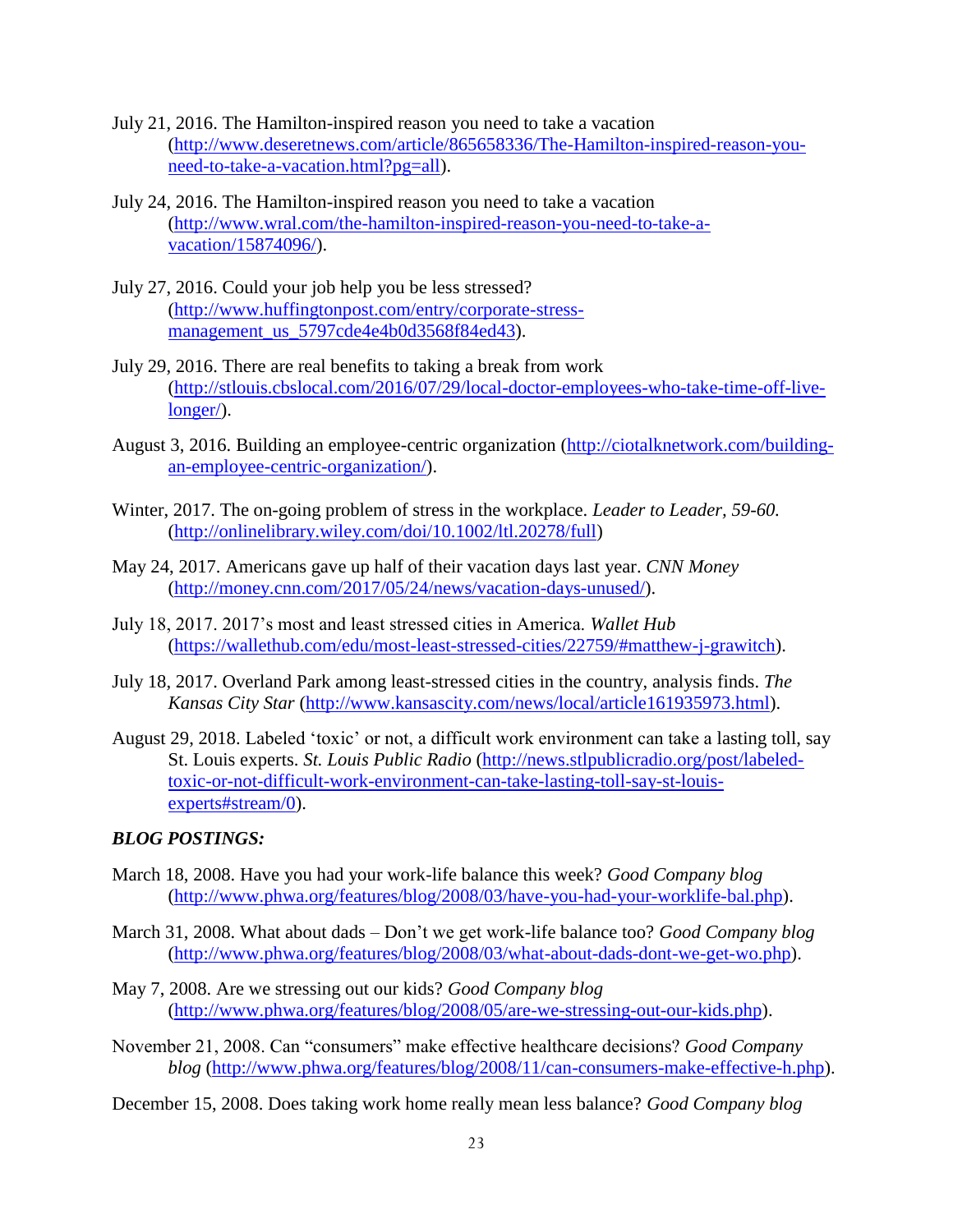July 21, 2016. The Hamilton-inspired reason you need to take a vacation (http://www.deseretnews.com/article/865658336/The-Hamilton-inspired-reason-you-need-to-take-a-vacation.html?pg=all).

July 24, 2016. The Hamilton-inspired reason you need to take a vacation (http://www.wral.com/the-hamilton-inspired-reason-you-need-to-take-a-vacation/15874096/).

July 27, 2016. Could your job help you be less stressed? (http://www.huffingtonpost.com/entry/corporate-stress-management_us_5797cde4e4b0d3568f84ed43).

July 29, 2016. There are real benefits to taking a break from work (http://stlouis.cbslocal.com/2016/07/29/local-doctor-employees-who-take-time-off-live-longer/).

August 3, 2016. Building an employee-centric organization (http://ciotalknetwork.com/building-an-employee-centric-organization/).

Winter, 2017. The on-going problem of stress in the workplace. *Leader to Leader, 59-60.* (http://onlinelibrary.wiley.com/doi/10.1002/ltl.20278/full)

May 24, 2017. Americans gave up half of their vacation days last year. *CNN Money* (http://money.cnn.com/2017/05/24/news/vacation-days-unused/).

July 18, 2017. 2017's most and least stressed cities in America. *Wallet Hub* (https://wallethub.com/edu/most-least-stressed-cities/22759/#matthew-j-grawitch).

July 18, 2017. Overland Park among least-stressed cities in the country, analysis finds. *The Kansas City Star* (http://www.kansascity.com/news/local/article161935973.html).

August 29, 2018. Labeled 'toxic' or not, a difficult work environment can take a lasting toll, say St. Louis experts. *St. Louis Public Radio* (http://news.stlpublicradio.org/post/labeled-toxic-or-not-difficult-work-environment-can-take-lasting-toll-say-st-louis-experts#stream/0).

***BLOG POSTINGS:***

March 18, 2008. Have you had your work-life balance this week? *Good Company blog* (http://www.phwa.org/features/blog/2008/03/have-you-had-your-worklife-bal.php).

March 31, 2008. What about dads – Don't we get work-life balance too? *Good Company blog* (http://www.phwa.org/features/blog/2008/03/what-about-dads-dont-we-get-wo.php).

May 7, 2008. Are we stressing out our kids? *Good Company blog* (http://www.phwa.org/features/blog/2008/05/are-we-stressing-out-our-kids.php).

November 21, 2008. Can "consumers" make effective healthcare decisions? *Good Company blog* (http://www.phwa.org/features/blog/2008/11/can-consumers-make-effective-h.php).

December 15, 2008. Does taking work home really mean less balance? *Good Company blog*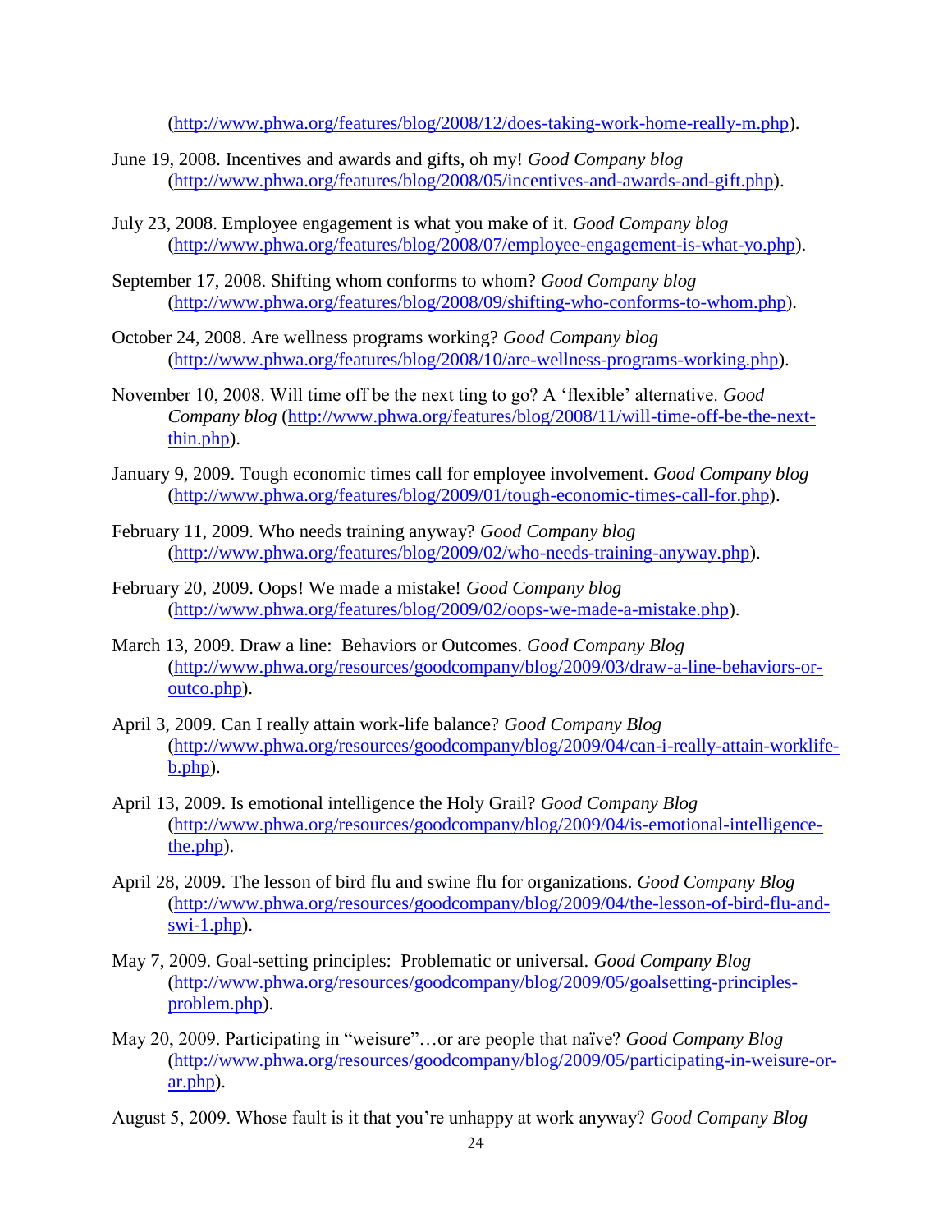(http://www.phwa.org/features/blog/2008/12/does-taking-work-home-really-m.php).

June 19, 2008. Incentives and awards and gifts, oh my! *Good Company blog* (http://www.phwa.org/features/blog/2008/05/incentives-and-awards-and-gift.php).

July 23, 2008. Employee engagement is what you make of it. *Good Company blog* (http://www.phwa.org/features/blog/2008/07/employee-engagement-is-what-yo.php).

September 17, 2008. Shifting whom conforms to whom? *Good Company blog* (http://www.phwa.org/features/blog/2008/09/shifting-who-conforms-to-whom.php).

October 24, 2008. Are wellness programs working? *Good Company blog* (http://www.phwa.org/features/blog/2008/10/are-wellness-programs-working.php).

November 10, 2008. Will time off be the next ting to go? A 'flexible' alternative. *Good Company blog* (http://www.phwa.org/features/blog/2008/11/will-time-off-be-the-next-thin.php).

January 9, 2009. Tough economic times call for employee involvement. *Good Company blog* (http://www.phwa.org/features/blog/2009/01/tough-economic-times-call-for.php).

February 11, 2009. Who needs training anyway? *Good Company blog* (http://www.phwa.org/features/blog/2009/02/who-needs-training-anyway.php).

February 20, 2009. Oops! We made a mistake! *Good Company blog* (http://www.phwa.org/features/blog/2009/02/oops-we-made-a-mistake.php).

March 13, 2009. Draw a line: Behaviors or Outcomes. *Good Company Blog* (http://www.phwa.org/resources/goodcompany/blog/2009/03/draw-a-line-behaviors-or-outco.php).

April 3, 2009. Can I really attain work-life balance? *Good Company Blog* (http://www.phwa.org/resources/goodcompany/blog/2009/04/can-i-really-attain-worklife-b.php).

April 13, 2009. Is emotional intelligence the Holy Grail? *Good Company Blog* (http://www.phwa.org/resources/goodcompany/blog/2009/04/is-emotional-intelligence-the.php).

April 28, 2009. The lesson of bird flu and swine flu for organizations. *Good Company Blog* (http://www.phwa.org/resources/goodcompany/blog/2009/04/the-lesson-of-bird-flu-and-swi-1.php).

May 7, 2009. Goal-setting principles: Problematic or universal. *Good Company Blog* (http://www.phwa.org/resources/goodcompany/blog/2009/05/goalsetting-principles-problem.php).

May 20, 2009. Participating in "weisure"…or are people that naïve? *Good Company Blog* (http://www.phwa.org/resources/goodcompany/blog/2009/05/participating-in-weisure-or-ar.php).

August 5, 2009. Whose fault is it that you're unhappy at work anyway? *Good Company Blog*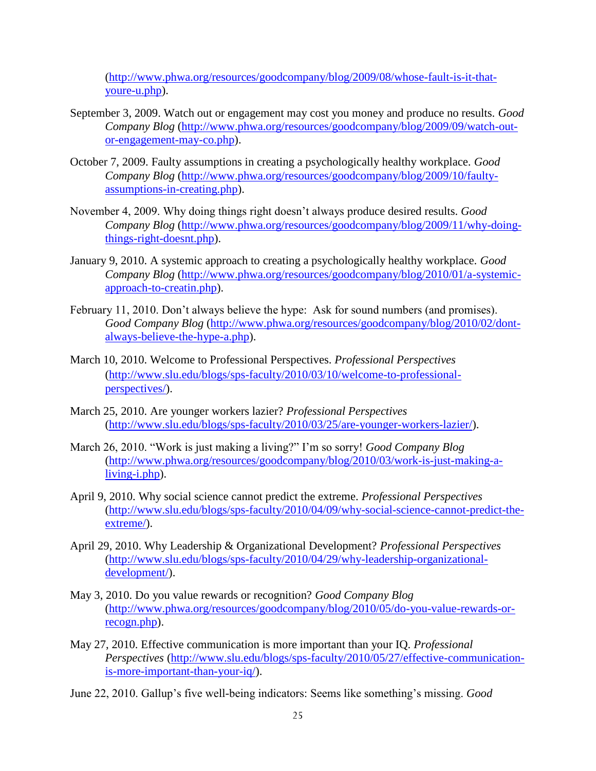(http://www.phwa.org/resources/goodcompany/blog/2009/08/whose-fault-is-it-that-youre-u.php).

September 3, 2009. Watch out or engagement may cost you money and produce no results. *Good Company Blog* (http://www.phwa.org/resources/goodcompany/blog/2009/09/watch-out-or-engagement-may-co.php).

October 7, 2009. Faulty assumptions in creating a psychologically healthy workplace. *Good Company Blog* (http://www.phwa.org/resources/goodcompany/blog/2009/10/faulty-assumptions-in-creating.php).

November 4, 2009. Why doing things right doesn't always produce desired results. *Good Company Blog* (http://www.phwa.org/resources/goodcompany/blog/2009/11/why-doing-things-right-doesnt.php).

January 9, 2010. A systemic approach to creating a psychologically healthy workplace. *Good Company Blog* (http://www.phwa.org/resources/goodcompany/blog/2010/01/a-systemic-approach-to-creatin.php).

February 11, 2010. Don't always believe the hype: Ask for sound numbers (and promises). *Good Company Blog* (http://www.phwa.org/resources/goodcompany/blog/2010/02/dont-always-believe-the-hype-a.php).

March 10, 2010. Welcome to Professional Perspectives. *Professional Perspectives* (http://www.slu.edu/blogs/sps-faculty/2010/03/10/welcome-to-professional-perspectives/).

March 25, 2010. Are younger workers lazier? *Professional Perspectives* (http://www.slu.edu/blogs/sps-faculty/2010/03/25/are-younger-workers-lazier/).

March 26, 2010. "Work is just making a living?" I'm so sorry! *Good Company Blog* (http://www.phwa.org/resources/goodcompany/blog/2010/03/work-is-just-making-a-living-i.php).

April 9, 2010. Why social science cannot predict the extreme. *Professional Perspectives* (http://www.slu.edu/blogs/sps-faculty/2010/04/09/why-social-science-cannot-predict-the-extreme/).

April 29, 2010. Why Leadership & Organizational Development? *Professional Perspectives* (http://www.slu.edu/blogs/sps-faculty/2010/04/29/why-leadership-organizational-development/).

May 3, 2010. Do you value rewards or recognition? *Good Company Blog* (http://www.phwa.org/resources/goodcompany/blog/2010/05/do-you-value-rewards-or-recogn.php).

May 27, 2010. Effective communication is more important than your IQ. *Professional Perspectives* (http://www.slu.edu/blogs/sps-faculty/2010/05/27/effective-communication-is-more-important-than-your-iq/).

June 22, 2010. Gallup's five well-being indicators: Seems like something's missing. *Good*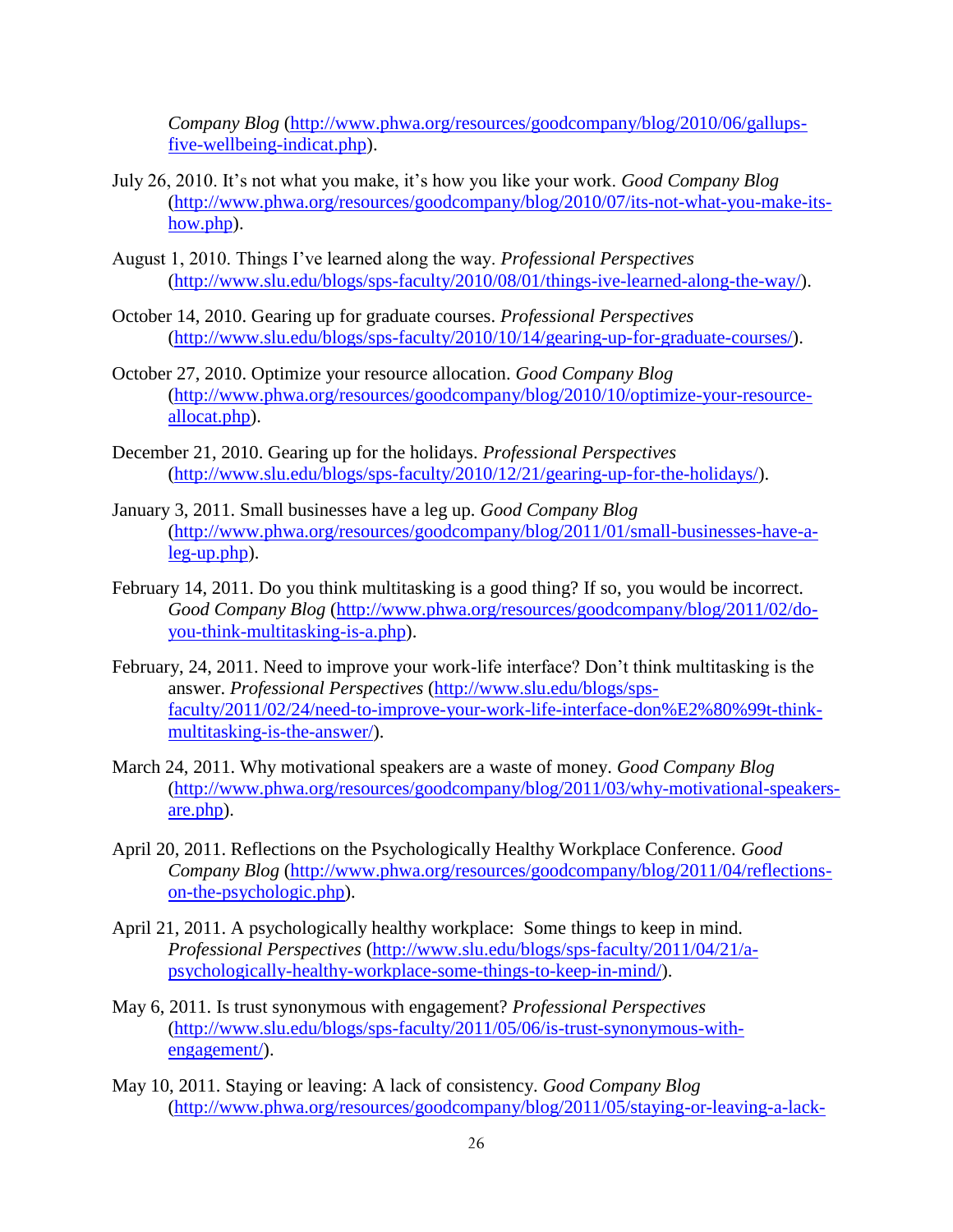*Company Blog* (http://www.phwa.org/resources/goodcompany/blog/2010/06/gallups-five-wellbeing-indicat.php).

July 26, 2010. It's not what you make, it's how you like your work. *Good Company Blog* (http://www.phwa.org/resources/goodcompany/blog/2010/07/its-not-what-you-make-its-how.php).

August 1, 2010. Things I've learned along the way. *Professional Perspectives* (http://www.slu.edu/blogs/sps-faculty/2010/08/01/things-ive-learned-along-the-way/).

October 14, 2010. Gearing up for graduate courses. *Professional Perspectives* (http://www.slu.edu/blogs/sps-faculty/2010/10/14/gearing-up-for-graduate-courses/).

October 27, 2010. Optimize your resource allocation. *Good Company Blog* (http://www.phwa.org/resources/goodcompany/blog/2010/10/optimize-your-resource-allocat.php).

December 21, 2010. Gearing up for the holidays. *Professional Perspectives* (http://www.slu.edu/blogs/sps-faculty/2010/12/21/gearing-up-for-the-holidays/).

January 3, 2011. Small businesses have a leg up. *Good Company Blog* (http://www.phwa.org/resources/goodcompany/blog/2011/01/small-businesses-have-a-leg-up.php).

February 14, 2011. Do you think multitasking is a good thing? If so, you would be incorrect. *Good Company Blog* (http://www.phwa.org/resources/goodcompany/blog/2011/02/do-you-think-multitasking-is-a.php).

February, 24, 2011. Need to improve your work-life interface? Don't think multitasking is the answer. *Professional Perspectives* (http://www.slu.edu/blogs/sps-faculty/2011/02/24/need-to-improve-your-work-life-interface-don%E2%80%99t-think-multitasking-is-the-answer/).

March 24, 2011. Why motivational speakers are a waste of money. *Good Company Blog* (http://www.phwa.org/resources/goodcompany/blog/2011/03/why-motivational-speakers-are.php).

April 20, 2011. Reflections on the Psychologically Healthy Workplace Conference. *Good Company Blog* (http://www.phwa.org/resources/goodcompany/blog/2011/04/reflections-on-the-psychologic.php).

April 21, 2011. A psychologically healthy workplace: Some things to keep in mind. *Professional Perspectives* (http://www.slu.edu/blogs/sps-faculty/2011/04/21/a-psychologically-healthy-workplace-some-things-to-keep-in-mind/).

May 6, 2011. Is trust synonymous with engagement? *Professional Perspectives* (http://www.slu.edu/blogs/sps-faculty/2011/05/06/is-trust-synonymous-with-engagement/).

May 10, 2011. Staying or leaving: A lack of consistency. *Good Company Blog* (http://www.phwa.org/resources/goodcompany/blog/2011/05/staying-or-leaving-a-lack-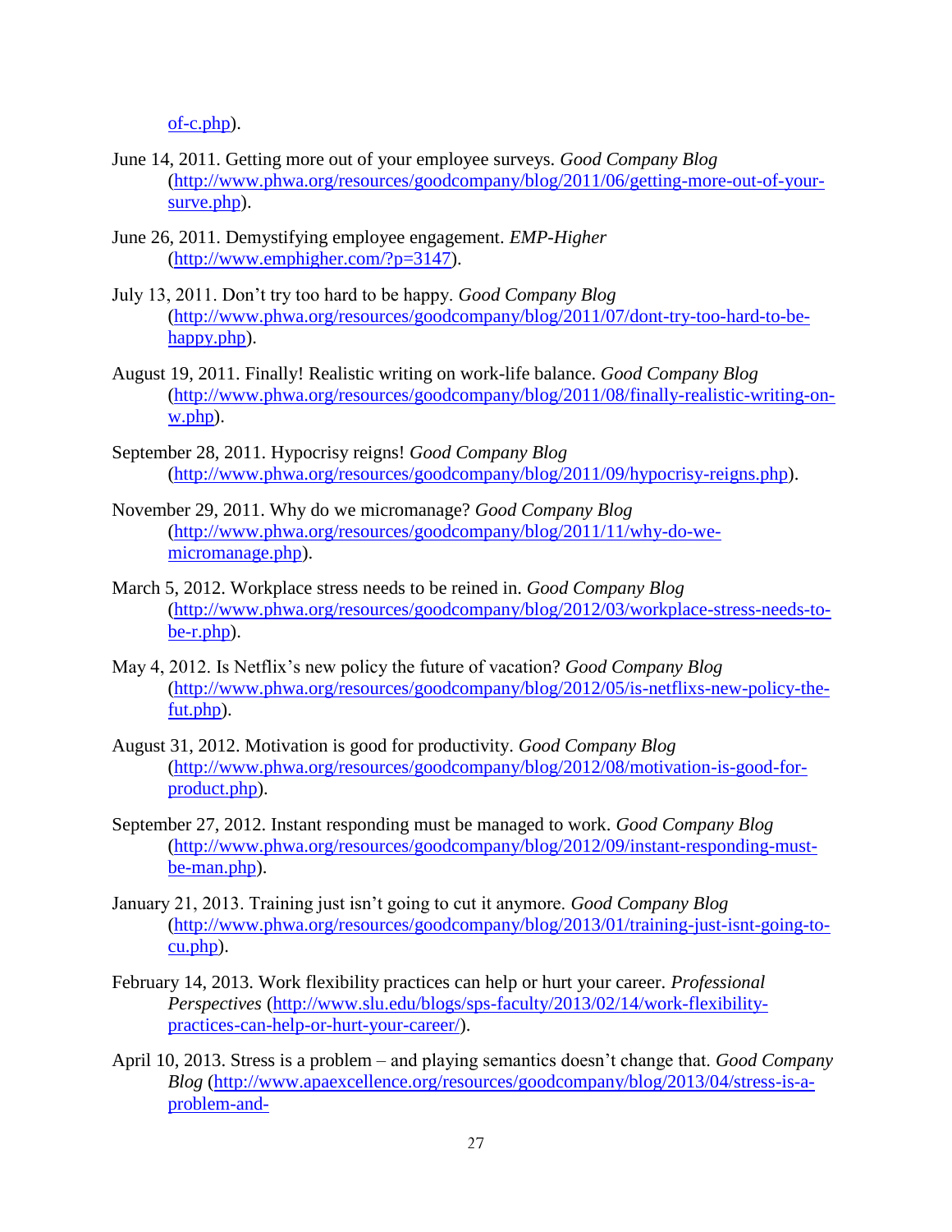of-c.php).

June 14, 2011. Getting more out of your employee surveys. *Good Company Blog* (http://www.phwa.org/resources/goodcompany/blog/2011/06/getting-more-out-of-your-surve.php).

June 26, 2011. Demystifying employee engagement. *EMP-Higher* (http://www.emphigher.com/?p=3147).

July 13, 2011. Don't try too hard to be happy. *Good Company Blog* (http://www.phwa.org/resources/goodcompany/blog/2011/07/dont-try-too-hard-to-be-happy.php).

August 19, 2011. Finally! Realistic writing on work-life balance. *Good Company Blog* (http://www.phwa.org/resources/goodcompany/blog/2011/08/finally-realistic-writing-on-w.php).

September 28, 2011. Hypocrisy reigns! *Good Company Blog* (http://www.phwa.org/resources/goodcompany/blog/2011/09/hypocrisy-reigns.php).

November 29, 2011. Why do we micromanage? *Good Company Blog* (http://www.phwa.org/resources/goodcompany/blog/2011/11/why-do-we-micromanage.php).

March 5, 2012. Workplace stress needs to be reined in. *Good Company Blog* (http://www.phwa.org/resources/goodcompany/blog/2012/03/workplace-stress-needs-to-be-r.php).

May 4, 2012. Is Netflix's new policy the future of vacation? *Good Company Blog* (http://www.phwa.org/resources/goodcompany/blog/2012/05/is-netflixs-new-policy-the-fut.php).

August 31, 2012. Motivation is good for productivity. *Good Company Blog* (http://www.phwa.org/resources/goodcompany/blog/2012/08/motivation-is-good-for-product.php).

September 27, 2012. Instant responding must be managed to work. *Good Company Blog* (http://www.phwa.org/resources/goodcompany/blog/2012/09/instant-responding-must-be-man.php).

January 21, 2013. Training just isn't going to cut it anymore. *Good Company Blog* (http://www.phwa.org/resources/goodcompany/blog/2013/01/training-just-isnt-going-to-cu.php).

February 14, 2013. Work flexibility practices can help or hurt your career. *Professional Perspectives* (http://www.slu.edu/blogs/sps-faculty/2013/02/14/work-flexibility-practices-can-help-or-hurt-your-career/).

April 10, 2013. Stress is a problem – and playing semantics doesn't change that. *Good Company Blog* (http://www.apaexcellence.org/resources/goodcompany/blog/2013/04/stress-is-a-problem-and-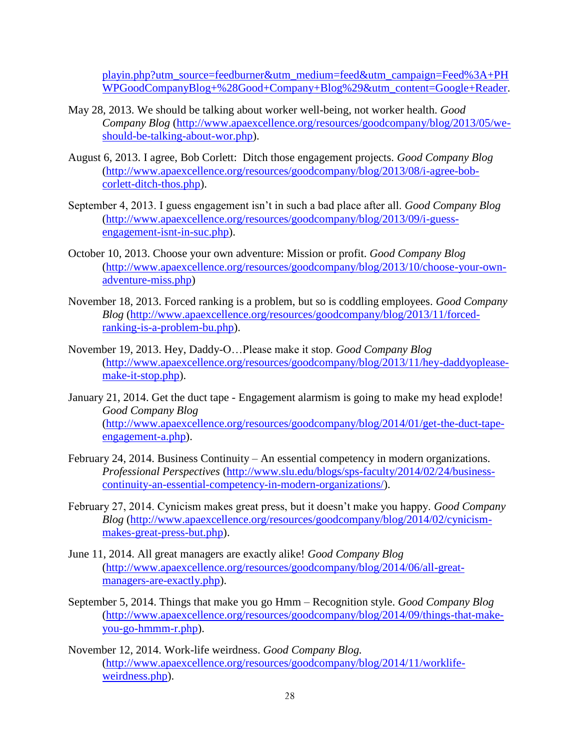playin.php?utm_source=feedburner&utm_medium=feed&utm_campaign=Feed%3A+PHWPGoodCompanyBlog+%28Good+Company+Blog%29&utm_content=Google+Reader.

May 28, 2013. We should be talking about worker well-being, not worker health. *Good Company Blog* (http://www.apaexcellence.org/resources/goodcompany/blog/2013/05/we-should-be-talking-about-wor.php).

August 6, 2013. I agree, Bob Corlett: Ditch those engagement projects. *Good Company Blog* (http://www.apaexcellence.org/resources/goodcompany/blog/2013/08/i-agree-bob-corlett-ditch-thos.php).

September 4, 2013. I guess engagement isn't in such a bad place after all. *Good Company Blog* (http://www.apaexcellence.org/resources/goodcompany/blog/2013/09/i-guess-engagement-isnt-in-suc.php).

October 10, 2013. Choose your own adventure: Mission or profit. *Good Company Blog* (http://www.apaexcellence.org/resources/goodcompany/blog/2013/10/choose-your-own-adventure-miss.php)

November 18, 2013. Forced ranking is a problem, but so is coddling employees. *Good Company Blog* (http://www.apaexcellence.org/resources/goodcompany/blog/2013/11/forced-ranking-is-a-problem-bu.php).

November 19, 2013. Hey, Daddy-O…Please make it stop. *Good Company Blog* (http://www.apaexcellence.org/resources/goodcompany/blog/2013/11/hey-daddyoplease-make-it-stop.php).

January 21, 2014. Get the duct tape - Engagement alarmism is going to make my head explode! *Good Company Blog* (http://www.apaexcellence.org/resources/goodcompany/blog/2014/01/get-the-duct-tape-engagement-a.php).

February 24, 2014. Business Continuity – An essential competency in modern organizations. *Professional Perspectives* (http://www.slu.edu/blogs/sps-faculty/2014/02/24/business-continuity-an-essential-competency-in-modern-organizations/).

February 27, 2014. Cynicism makes great press, but it doesn't make you happy. *Good Company Blog* (http://www.apaexcellence.org/resources/goodcompany/blog/2014/02/cynicism-makes-great-press-but.php).

June 11, 2014. All great managers are exactly alike! *Good Company Blog* (http://www.apaexcellence.org/resources/goodcompany/blog/2014/06/all-great-managers-are-exactly.php).

September 5, 2014. Things that make you go Hmm – Recognition style. *Good Company Blog* (http://www.apaexcellence.org/resources/goodcompany/blog/2014/09/things-that-make-you-go-hmmm-r.php).

November 12, 2014. Work-life weirdness. *Good Company Blog.* (http://www.apaexcellence.org/resources/goodcompany/blog/2014/11/worklife-weirdness.php).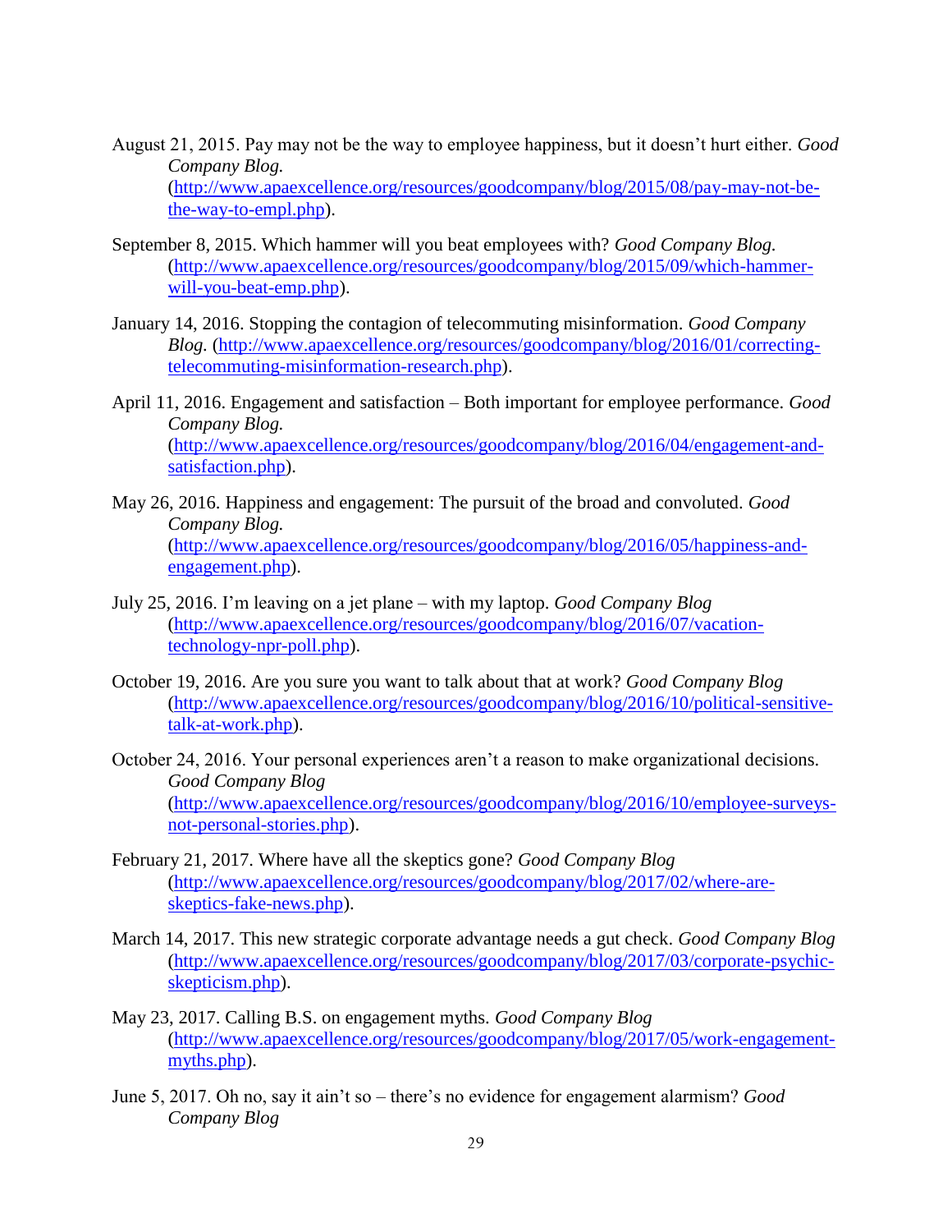August 21, 2015. Pay may not be the way to employee happiness, but it doesn't hurt either. *Good Company Blog.* (http://www.apaexcellence.org/resources/goodcompany/blog/2015/08/pay-may-not-be-the-way-to-empl.php).

September 8, 2015. Which hammer will you beat employees with? *Good Company Blog.* (http://www.apaexcellence.org/resources/goodcompany/blog/2015/09/which-hammer-will-you-beat-emp.php).

January 14, 2016. Stopping the contagion of telecommuting misinformation. *Good Company Blog.* (http://www.apaexcellence.org/resources/goodcompany/blog/2016/01/correcting-telecommuting-misinformation-research.php).

April 11, 2016. Engagement and satisfaction – Both important for employee performance. *Good Company Blog.* (http://www.apaexcellence.org/resources/goodcompany/blog/2016/04/engagement-and-satisfaction.php).

May 26, 2016. Happiness and engagement: The pursuit of the broad and convoluted. *Good Company Blog.* (http://www.apaexcellence.org/resources/goodcompany/blog/2016/05/happiness-and-engagement.php).

July 25, 2016. I'm leaving on a jet plane – with my laptop. *Good Company Blog* (http://www.apaexcellence.org/resources/goodcompany/blog/2016/07/vacation-technology-npr-poll.php).

October 19, 2016. Are you sure you want to talk about that at work? *Good Company Blog* (http://www.apaexcellence.org/resources/goodcompany/blog/2016/10/political-sensitive-talk-at-work.php).

October 24, 2016. Your personal experiences aren't a reason to make organizational decisions. *Good Company Blog* (http://www.apaexcellence.org/resources/goodcompany/blog/2016/10/employee-surveys-not-personal-stories.php).

February 21, 2017. Where have all the skeptics gone? *Good Company Blog* (http://www.apaexcellence.org/resources/goodcompany/blog/2017/02/where-are-skeptics-fake-news.php).

March 14, 2017. This new strategic corporate advantage needs a gut check. *Good Company Blog* (http://www.apaexcellence.org/resources/goodcompany/blog/2017/03/corporate-psychic-skepticism.php).

May 23, 2017. Calling B.S. on engagement myths. *Good Company Blog* (http://www.apaexcellence.org/resources/goodcompany/blog/2017/05/work-engagement-myths.php).

June 5, 2017. Oh no, say it ain't so – there's no evidence for engagement alarmism? *Good Company Blog*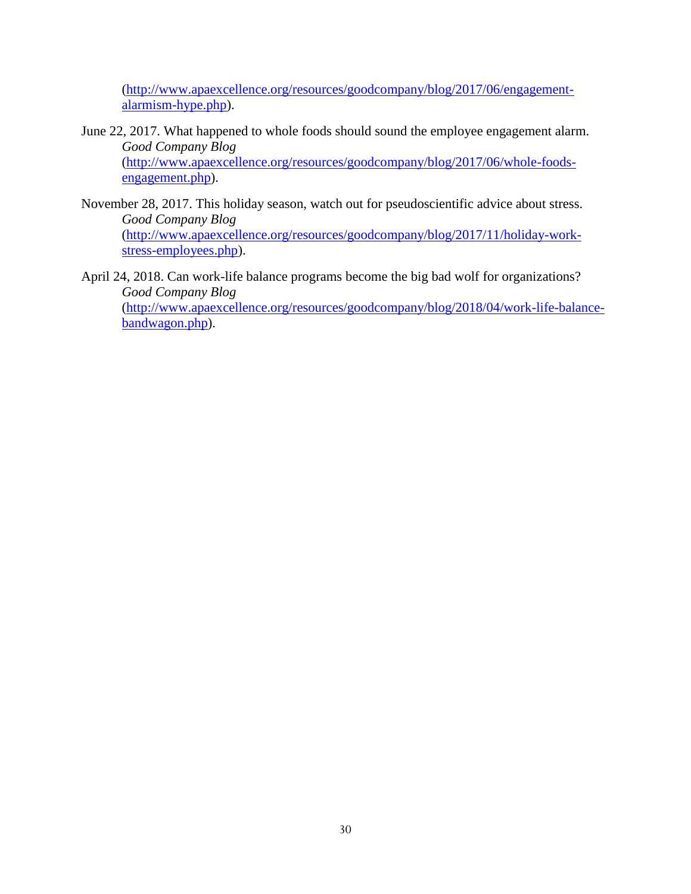(http://www.apaexcellence.org/resources/goodcompany/blog/2017/06/engagement-alarmism-hype.php).

June 22, 2017. What happened to whole foods should sound the employee engagement alarm. *Good Company Blog* (http://www.apaexcellence.org/resources/goodcompany/blog/2017/06/whole-foods-engagement.php).

November 28, 2017. This holiday season, watch out for pseudoscientific advice about stress. *Good Company Blog* (http://www.apaexcellence.org/resources/goodcompany/blog/2017/11/holiday-work-stress-employees.php).

April 24, 2018. Can work-life balance programs become the big bad wolf for organizations? *Good Company Blog* (http://www.apaexcellence.org/resources/goodcompany/blog/2018/04/work-life-balance-bandwagon.php).